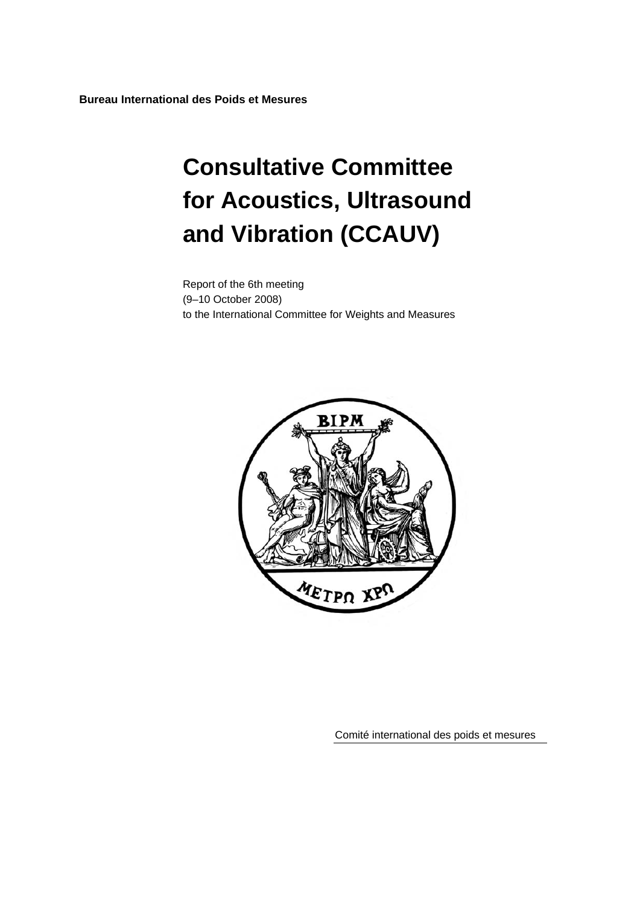**Bureau International des Poids et Mesures**

# Consultative Committee for Acoustics, Ultrasound and Vibration (CCAUV)

Report of the 6th meeting
(9–10 October 2008)
to the International Committee for Weights and Measures

Comité international des poids et mesures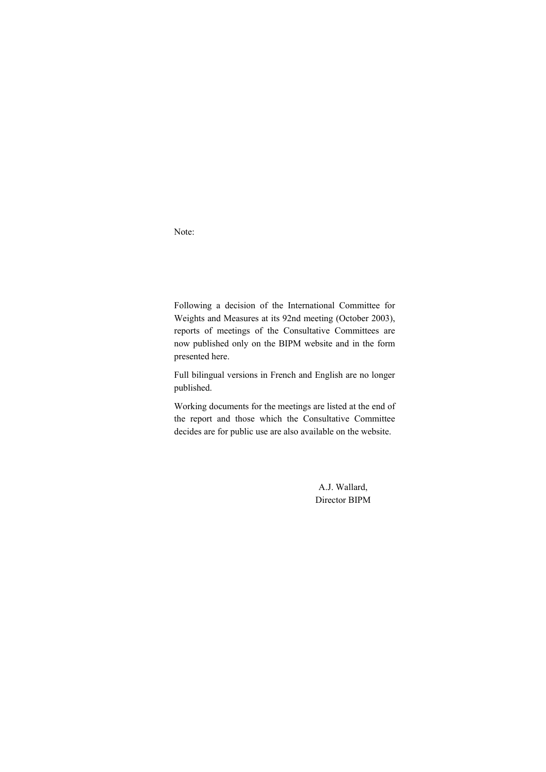Note:

Following a decision of the International Committee for Weights and Measures at its 92nd meeting (October 2003), reports of meetings of the Consultative Committees are now published only on the BIPM website and in the form presented here.

Full bilingual versions in French and English are no longer published.

Working documents for the meetings are listed at the end of the report and those which the Consultative Committee decides are for public use are also available on the website.

A.J. Wallard,
Director BIPM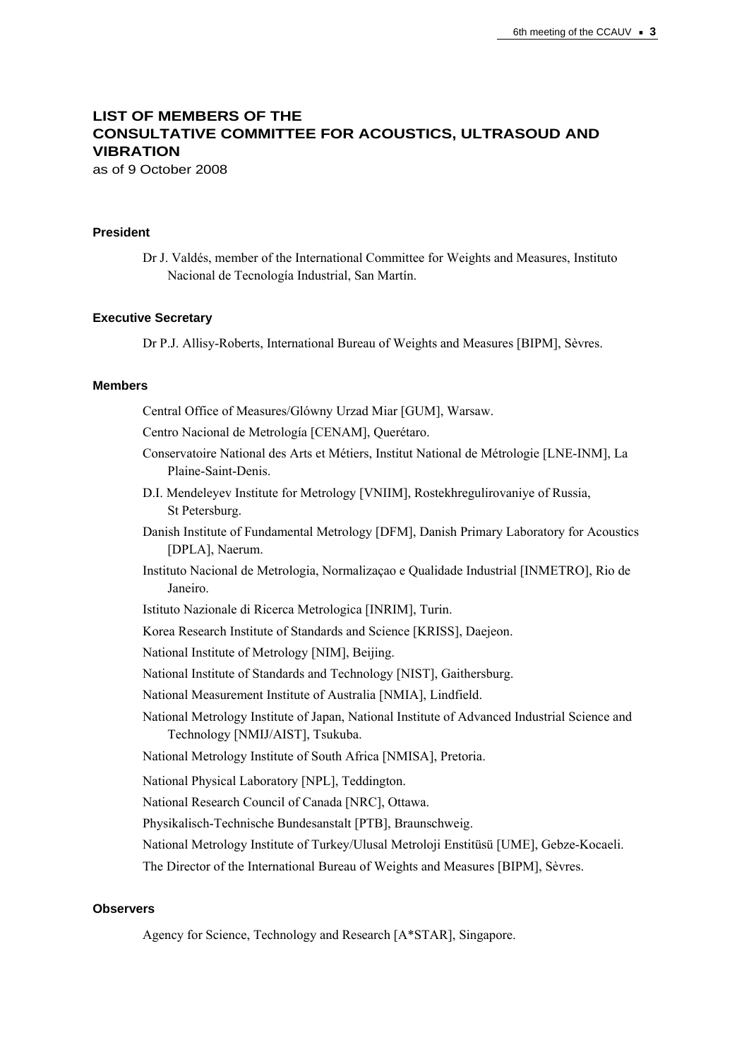# LIST OF MEMBERS OF THE CONSULTATIVE COMMITTEE FOR ACOUSTICS, ULTRASOUD AND VIBRATION

as of 9 October 2008

### President

Dr J. Valdés, member of the International Committee for Weights and Measures, Instituto Nacional de Tecnología Industrial, San Martín.

### Executive Secretary

Dr P.J. Allisy-Roberts, International Bureau of Weights and Measures [BIPM], Sèvres.

### Members

Central Office of Measures/Glówny Urzad Miar [GUM], Warsaw.

Centro Nacional de Metrología [CENAM], Querétaro.

Conservatoire National des Arts et Métiers, Institut National de Métrologie [LNE-INM], La Plaine-Saint-Denis.

D.I. Mendeleyev Institute for Metrology [VNIIM], Rostekhregulirovaniye of Russia, St Petersburg.

Danish Institute of Fundamental Metrology [DFM], Danish Primary Laboratory for Acoustics [DPLA], Naerum.

Instituto Nacional de Metrologia, Normalizaçao e Qualidade Industrial [INMETRO], Rio de Janeiro.

Istituto Nazionale di Ricerca Metrologica [INRIM], Turin.

Korea Research Institute of Standards and Science [KRISS], Daejeon.

National Institute of Metrology [NIM], Beijing.

National Institute of Standards and Technology [NIST], Gaithersburg.

National Measurement Institute of Australia [NMIA], Lindfield.

National Metrology Institute of Japan, National Institute of Advanced Industrial Science and Technology [NMIJ/AIST], Tsukuba.

National Metrology Institute of South Africa [NMISA], Pretoria.

National Physical Laboratory [NPL], Teddington.

National Research Council of Canada [NRC], Ottawa.

Physikalisch-Technische Bundesanstalt [PTB], Braunschweig.

National Metrology Institute of Turkey/Ulusal Metroloji Enstitüsü [UME], Gebze-Kocaeli.

The Director of the International Bureau of Weights and Measures [BIPM], Sèvres.

### Observers

Agency for Science, Technology and Research [A*STAR], Singapore.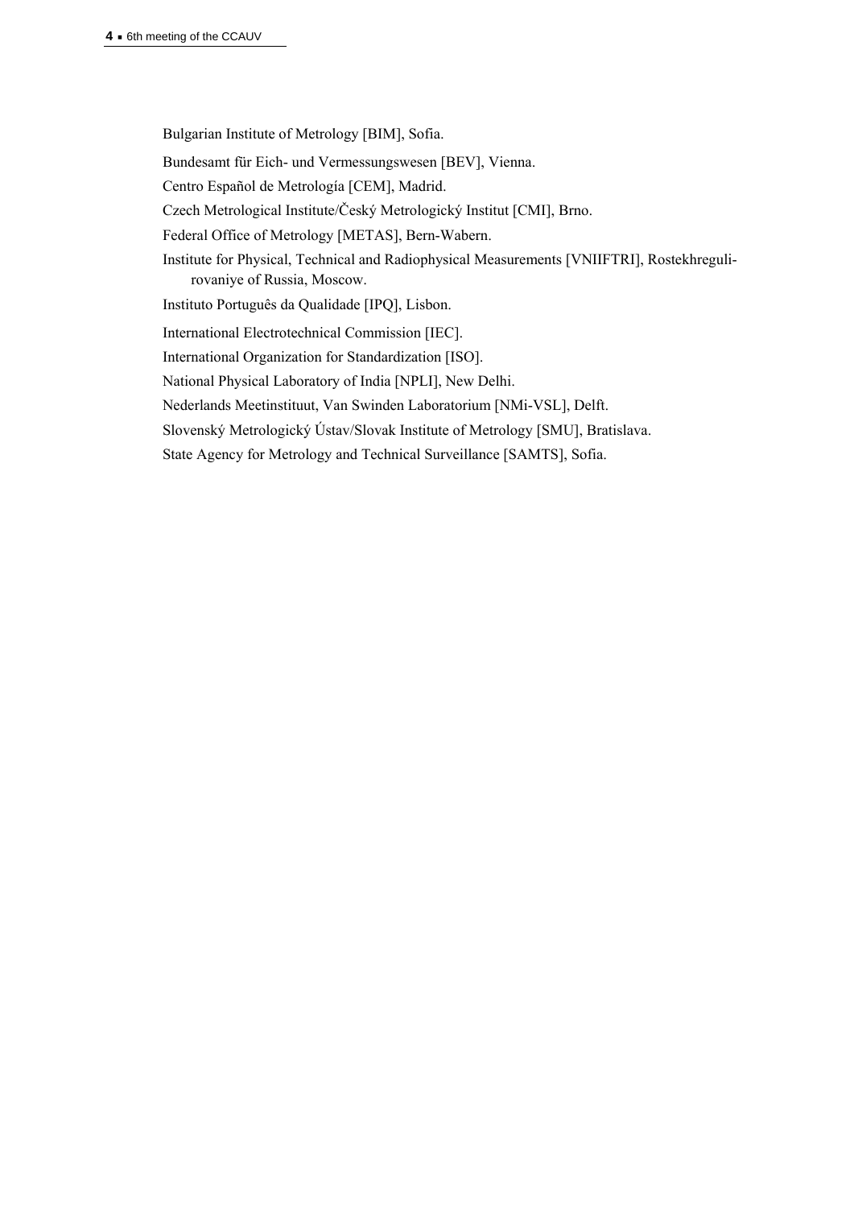Bulgarian Institute of Metrology [BIM], Sofia.

Bundesamt für Eich- und Vermessungswesen [BEV], Vienna.

Centro Español de Metrología [CEM], Madrid.

Czech Metrological Institute/Český Metrologický Institut [CMI], Brno.

Federal Office of Metrology [METAS], Bern-Wabern.

Institute for Physical, Technical and Radiophysical Measurements [VNIIFTRI], Rostekhregulirovaniye of Russia, Moscow.

Instituto Português da Qualidade [IPQ], Lisbon.

International Electrotechnical Commission [IEC].

International Organization for Standardization [ISO].

National Physical Laboratory of India [NPLI], New Delhi.

Nederlands Meetinstituut, Van Swinden Laboratorium [NMi-VSL], Delft.

Slovenský Metrologický Ústav/Slovak Institute of Metrology [SMU], Bratislava.

State Agency for Metrology and Technical Surveillance [SAMTS], Sofia.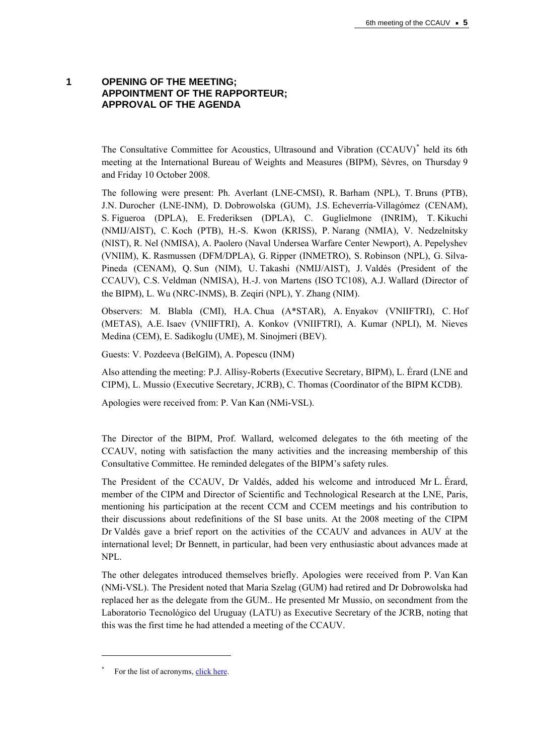# 1 OPENING OF THE MEETING; APPOINTMENT OF THE RAPPORTEUR; APPROVAL OF THE AGENDA

The Consultative Committee for Acoustics, Ultrasound and Vibration (CCAUV)* held its 6th meeting at the International Bureau of Weights and Measures (BIPM), Sèvres, on Thursday 9 and Friday 10 October 2008.

The following were present: Ph. Averlant (LNE-CMSI), R. Barham (NPL), T. Bruns (PTB), J.N. Durocher (LNE-INM), D. Dobrowolska (GUM), J.S. Echeverría-Villagómez (CENAM), S. Figueroa (DPLA), E. Frederiksen (DPLA), C. Guglielmone (INRIM), T. Kikuchi (NMIJ/AIST), C. Koch (PTB), H.-S. Kwon (KRISS), P. Narang (NMIA), V. Nedzelnitsky (NIST), R. Nel (NMISA), A. Paolero (Naval Undersea Warfare Center Newport), A. Pepelyshev (VNIIM), K. Rasmussen (DFM/DPLA), G. Ripper (INMETRO), S. Robinson (NPL), G. Silva-Pineda (CENAM), Q. Sun (NIM), U. Takashi (NMIJ/AIST), J. Valdés (President of the CCAUV), C.S. Veldman (NMISA), H.-J. von Martens (ISO TC108), A.J. Wallard (Director of the BIPM), L. Wu (NRC-INMS), B. Zeqiri (NPL), Y. Zhang (NIM).

Observers: M. Blabla (CMI), H.A. Chua (A*STAR), A. Enyakov (VNIIFTRI), C. Hof (METAS), A.E. Isaev (VNIIFTRI), A. Konkov (VNIIFTRI), A. Kumar (NPLI), M. Nieves Medina (CEM), E. Sadikoglu (UME), M. Sinojmeri (BEV).

Guests: V. Pozdeeva (BelGIM), A. Popescu (INM)

Also attending the meeting: P.J. Allisy-Roberts (Executive Secretary, BIPM), L. Érard (LNE and CIPM), L. Mussio (Executive Secretary, JCRB), C. Thomas (Coordinator of the BIPM KCDB).

Apologies were received from: P. Van Kan (NMi-VSL).

The Director of the BIPM, Prof. Wallard, welcomed delegates to the 6th meeting of the CCAUV, noting with satisfaction the many activities and the increasing membership of this Consultative Committee. He reminded delegates of the BIPM's safety rules.

The President of the CCAUV, Dr Valdés, added his welcome and introduced Mr L. Érard, member of the CIPM and Director of Scientific and Technological Research at the LNE, Paris, mentioning his participation at the recent CCM and CCEM meetings and his contribution to their discussions about redefinitions of the SI base units. At the 2008 meeting of the CIPM Dr Valdés gave a brief report on the activities of the CCAUV and advances in AUV at the international level; Dr Bennett, in particular, had been very enthusiastic about advances made at NPL.

The other delegates introduced themselves briefly. Apologies were received from P. Van Kan (NMi-VSL). The President noted that Maria Szelag (GUM) had retired and Dr Dobrowolska had replaced her as the delegate from the GUM.. He presented Mr Mussio, on secondment from the Laboratorio Tecnológico del Uruguay (LATU) as Executive Secretary of the JCRB, noting that this was the first time he had attended a meeting of the CCAUV.

---

* For the list of acronyms, click here.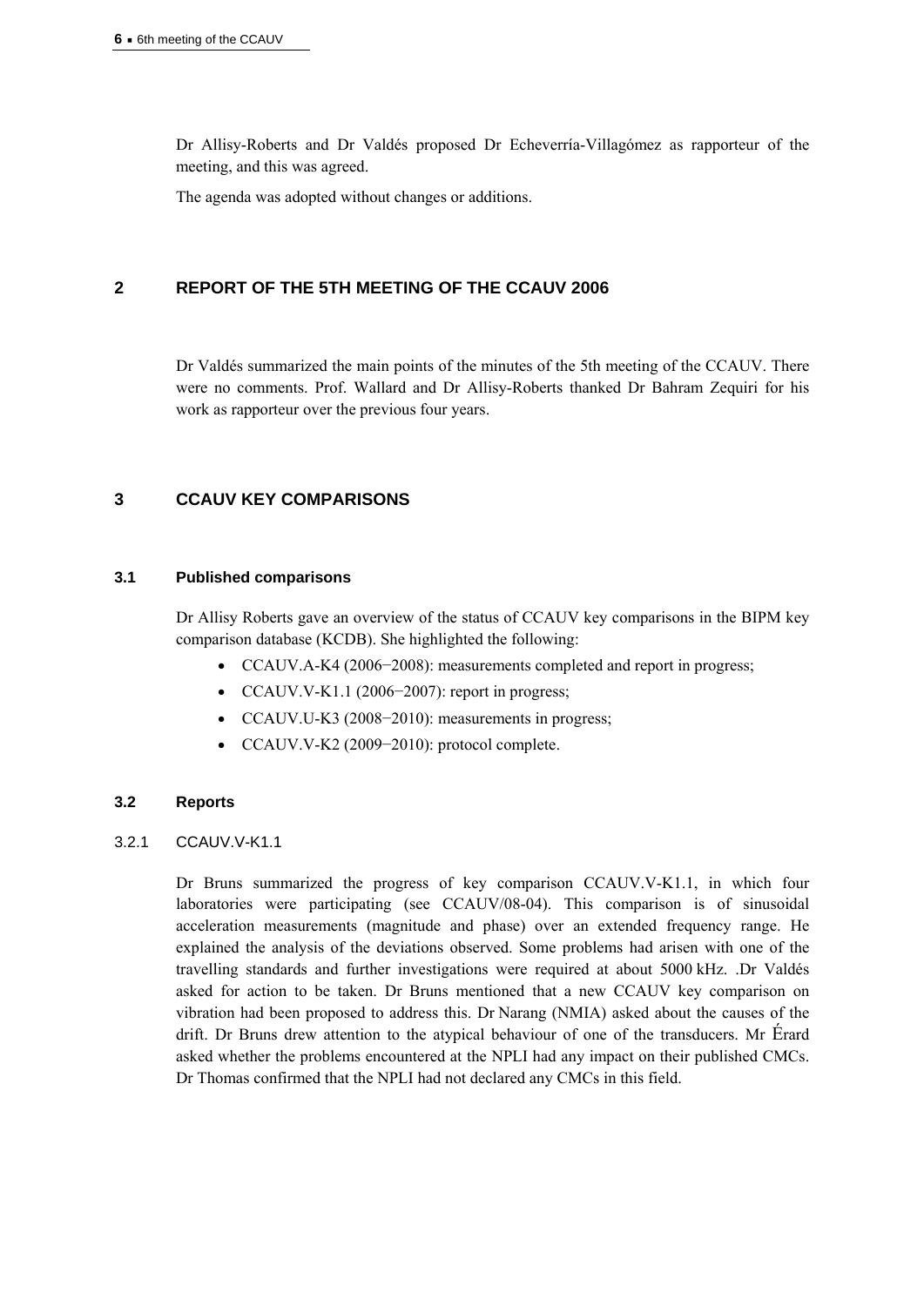Dr Allisy-Roberts and Dr Valdés proposed Dr Echeverría-Villagómez as rapporteur of the meeting, and this was agreed.

The agenda was adopted without changes or additions.

## 2 REPORT OF THE 5TH MEETING OF THE CCAUV 2006

Dr Valdés summarized the main points of the minutes of the 5th meeting of the CCAUV. There were no comments. Prof. Wallard and Dr Allisy-Roberts thanked Dr Bahram Zequiri for his work as rapporteur over the previous four years.

## 3 CCAUV KEY COMPARISONS

### 3.1 Published comparisons

Dr Allisy Roberts gave an overview of the status of CCAUV key comparisons in the BIPM key comparison database (KCDB). She highlighted the following:

- CCAUV.A-K4 (2006−2008): measurements completed and report in progress;
- CCAUV.V-K1.1 (2006−2007): report in progress;
- CCAUV.U-K3 (2008−2010): measurements in progress;
- CCAUV.V-K2 (2009−2010): protocol complete.

### 3.2 Reports

#### 3.2.1 CCAUV.V-K1.1

Dr Bruns summarized the progress of key comparison CCAUV.V-K1.1, in which four laboratories were participating (see CCAUV/08-04). This comparison is of sinusoidal acceleration measurements (magnitude and phase) over an extended frequency range. He explained the analysis of the deviations observed. Some problems had arisen with one of the travelling standards and further investigations were required at about 5000 kHz. .Dr Valdés asked for action to be taken. Dr Bruns mentioned that a new CCAUV key comparison on vibration had been proposed to address this. Dr Narang (NMIA) asked about the causes of the drift. Dr Bruns drew attention to the atypical behaviour of one of the transducers. Mr Érard asked whether the problems encountered at the NPLI had any impact on their published CMCs. Dr Thomas confirmed that the NPLI had not declared any CMCs in this field.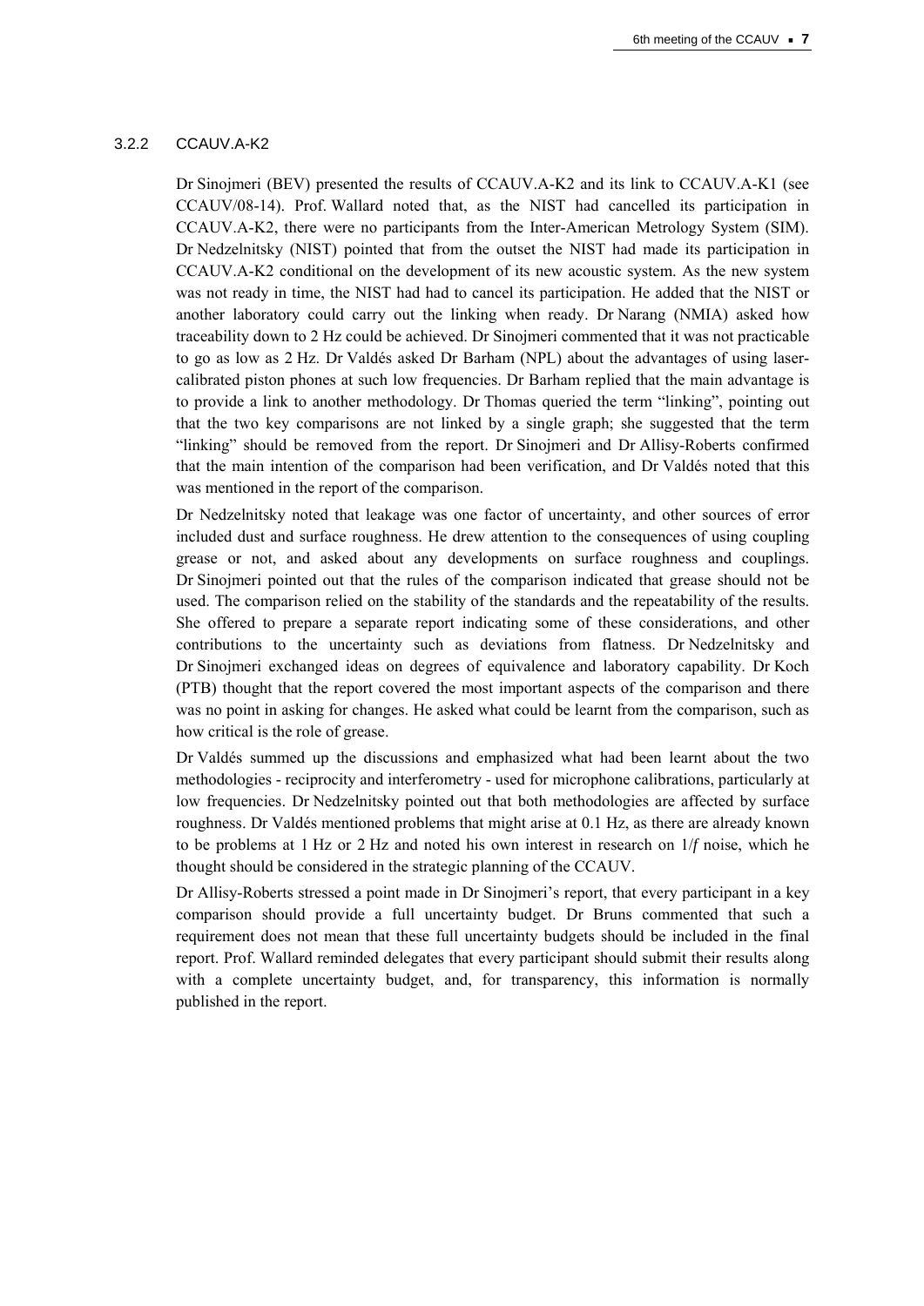### 3.2.2 CCAUV.A-K2

Dr Sinojmeri (BEV) presented the results of CCAUV.A-K2 and its link to CCAUV.A-K1 (see CCAUV/08-14). Prof. Wallard noted that, as the NIST had cancelled its participation in CCAUV.A-K2, there were no participants from the Inter-American Metrology System (SIM). Dr Nedzelnitsky (NIST) pointed that from the outset the NIST had made its participation in CCAUV.A-K2 conditional on the development of its new acoustic system. As the new system was not ready in time, the NIST had had to cancel its participation. He added that the NIST or another laboratory could carry out the linking when ready. Dr Narang (NMIA) asked how traceability down to 2 Hz could be achieved. Dr Sinojmeri commented that it was not practicable to go as low as 2 Hz. Dr Valdés asked Dr Barham (NPL) about the advantages of using laser-calibrated piston phones at such low frequencies. Dr Barham replied that the main advantage is to provide a link to another methodology. Dr Thomas queried the term "linking", pointing out that the two key comparisons are not linked by a single graph; she suggested that the term "linking" should be removed from the report. Dr Sinojmeri and Dr Allisy-Roberts confirmed that the main intention of the comparison had been verification, and Dr Valdés noted that this was mentioned in the report of the comparison.

Dr Nedzelnitsky noted that leakage was one factor of uncertainty, and other sources of error included dust and surface roughness. He drew attention to the consequences of using coupling grease or not, and asked about any developments on surface roughness and couplings. Dr Sinojmeri pointed out that the rules of the comparison indicated that grease should not be used. The comparison relied on the stability of the standards and the repeatability of the results. She offered to prepare a separate report indicating some of these considerations, and other contributions to the uncertainty such as deviations from flatness. Dr Nedzelnitsky and Dr Sinojmeri exchanged ideas on degrees of equivalence and laboratory capability. Dr Koch (PTB) thought that the report covered the most important aspects of the comparison and there was no point in asking for changes. He asked what could be learnt from the comparison, such as how critical is the role of grease.

Dr Valdés summed up the discussions and emphasized what had been learnt about the two methodologies - reciprocity and interferometry - used for microphone calibrations, particularly at low frequencies. Dr Nedzelnitsky pointed out that both methodologies are affected by surface roughness. Dr Valdés mentioned problems that might arise at 0.1 Hz, as there are already known to be problems at 1 Hz or 2 Hz and noted his own interest in research on $1/f$ noise, which he thought should be considered in the strategic planning of the CCAUV.

Dr Allisy-Roberts stressed a point made in Dr Sinojmeri's report, that every participant in a key comparison should provide a full uncertainty budget. Dr Bruns commented that such a requirement does not mean that these full uncertainty budgets should be included in the final report. Prof. Wallard reminded delegates that every participant should submit their results along with a complete uncertainty budget, and, for transparency, this information is normally published in the report.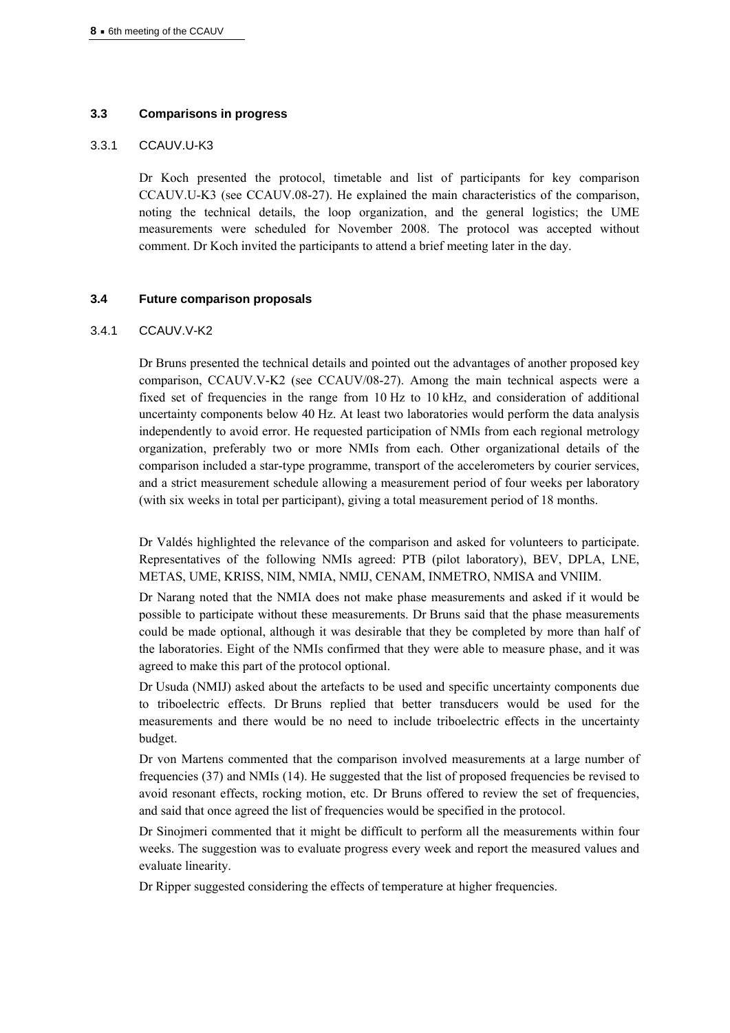### 3.3 Comparisons in progress

#### 3.3.1 CCAUV.U-K3

Dr Koch presented the protocol, timetable and list of participants for key comparison CCAUV.U-K3 (see CCAUV.08-27). He explained the main characteristics of the comparison, noting the technical details, the loop organization, and the general logistics; the UME measurements were scheduled for November 2008. The protocol was accepted without comment. Dr Koch invited the participants to attend a brief meeting later in the day.

### 3.4 Future comparison proposals

#### 3.4.1 CCAUV.V-K2

Dr Bruns presented the technical details and pointed out the advantages of another proposed key comparison, CCAUV.V-K2 (see CCAUV/08-27). Among the main technical aspects were a fixed set of frequencies in the range from 10 Hz to 10 kHz, and consideration of additional uncertainty components below 40 Hz. At least two laboratories would perform the data analysis independently to avoid error. He requested participation of NMIs from each regional metrology organization, preferably two or more NMIs from each. Other organizational details of the comparison included a star-type programme, transport of the accelerometers by courier services, and a strict measurement schedule allowing a measurement period of four weeks per laboratory (with six weeks in total per participant), giving a total measurement period of 18 months.

Dr Valdés highlighted the relevance of the comparison and asked for volunteers to participate. Representatives of the following NMIs agreed: PTB (pilot laboratory), BEV, DPLA, LNE, METAS, UME, KRISS, NIM, NMIA, NMIJ, CENAM, INMETRO, NMISA and VNIIM.

Dr Narang noted that the NMIA does not make phase measurements and asked if it would be possible to participate without these measurements. Dr Bruns said that the phase measurements could be made optional, although it was desirable that they be completed by more than half of the laboratories. Eight of the NMIs confirmed that they were able to measure phase, and it was agreed to make this part of the protocol optional.

Dr Usuda (NMIJ) asked about the artefacts to be used and specific uncertainty components due to triboelectric effects. Dr Bruns replied that better transducers would be used for the measurements and there would be no need to include triboelectric effects in the uncertainty budget.

Dr von Martens commented that the comparison involved measurements at a large number of frequencies (37) and NMIs (14). He suggested that the list of proposed frequencies be revised to avoid resonant effects, rocking motion, etc. Dr Bruns offered to review the set of frequencies, and said that once agreed the list of frequencies would be specified in the protocol.

Dr Sinojmeri commented that it might be difficult to perform all the measurements within four weeks. The suggestion was to evaluate progress every week and report the measured values and evaluate linearity.

Dr Ripper suggested considering the effects of temperature at higher frequencies.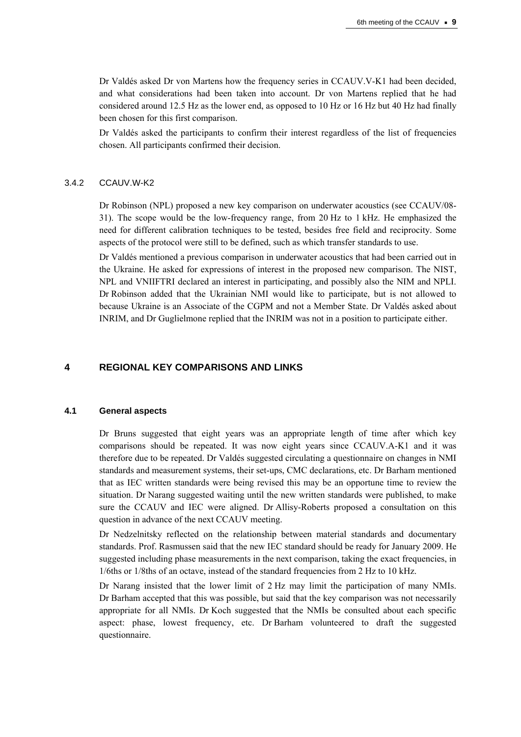Dr Valdés asked Dr von Martens how the frequency series in CCAUV.V-K1 had been decided, and what considerations had been taken into account. Dr von Martens replied that he had considered around 12.5 Hz as the lower end, as opposed to 10 Hz or 16 Hz but 40 Hz had finally been chosen for this first comparison.

Dr Valdés asked the participants to confirm their interest regardless of the list of frequencies chosen. All participants confirmed their decision.

### 3.4.2 CCAUV.W-K2

Dr Robinson (NPL) proposed a new key comparison on underwater acoustics (see CCAUV/08-31). The scope would be the low-frequency range, from 20 Hz to 1 kHz. He emphasized the need for different calibration techniques to be tested, besides free field and reciprocity. Some aspects of the protocol were still to be defined, such as which transfer standards to use.

Dr Valdés mentioned a previous comparison in underwater acoustics that had been carried out in the Ukraine. He asked for expressions of interest in the proposed new comparison. The NIST, NPL and VNIIFTRI declared an interest in participating, and possibly also the NIM and NPLI. Dr Robinson added that the Ukrainian NMI would like to participate, but is not allowed to because Ukraine is an Associate of the CGPM and not a Member State. Dr Valdés asked about INRIM, and Dr Guglielmone replied that the INRIM was not in a position to participate either.

## 4 REGIONAL KEY COMPARISONS AND LINKS

### 4.1 General aspects

Dr Bruns suggested that eight years was an appropriate length of time after which key comparisons should be repeated. It was now eight years since CCAUV.A-K1 and it was therefore due to be repeated. Dr Valdés suggested circulating a questionnaire on changes in NMI standards and measurement systems, their set-ups, CMC declarations, etc. Dr Barham mentioned that as IEC written standards were being revised this may be an opportune time to review the situation. Dr Narang suggested waiting until the new written standards were published, to make sure the CCAUV and IEC were aligned. Dr Allisy-Roberts proposed a consultation on this question in advance of the next CCAUV meeting.

Dr Nedzelnitsky reflected on the relationship between material standards and documentary standards. Prof. Rasmussen said that the new IEC standard should be ready for January 2009. He suggested including phase measurements in the next comparison, taking the exact frequencies, in 1/6ths or 1/8ths of an octave, instead of the standard frequencies from 2 Hz to 10 kHz.

Dr Narang insisted that the lower limit of 2 Hz may limit the participation of many NMIs. Dr Barham accepted that this was possible, but said that the key comparison was not necessarily appropriate for all NMIs. Dr Koch suggested that the NMIs be consulted about each specific aspect: phase, lowest frequency, etc. Dr Barham volunteered to draft the suggested questionnaire.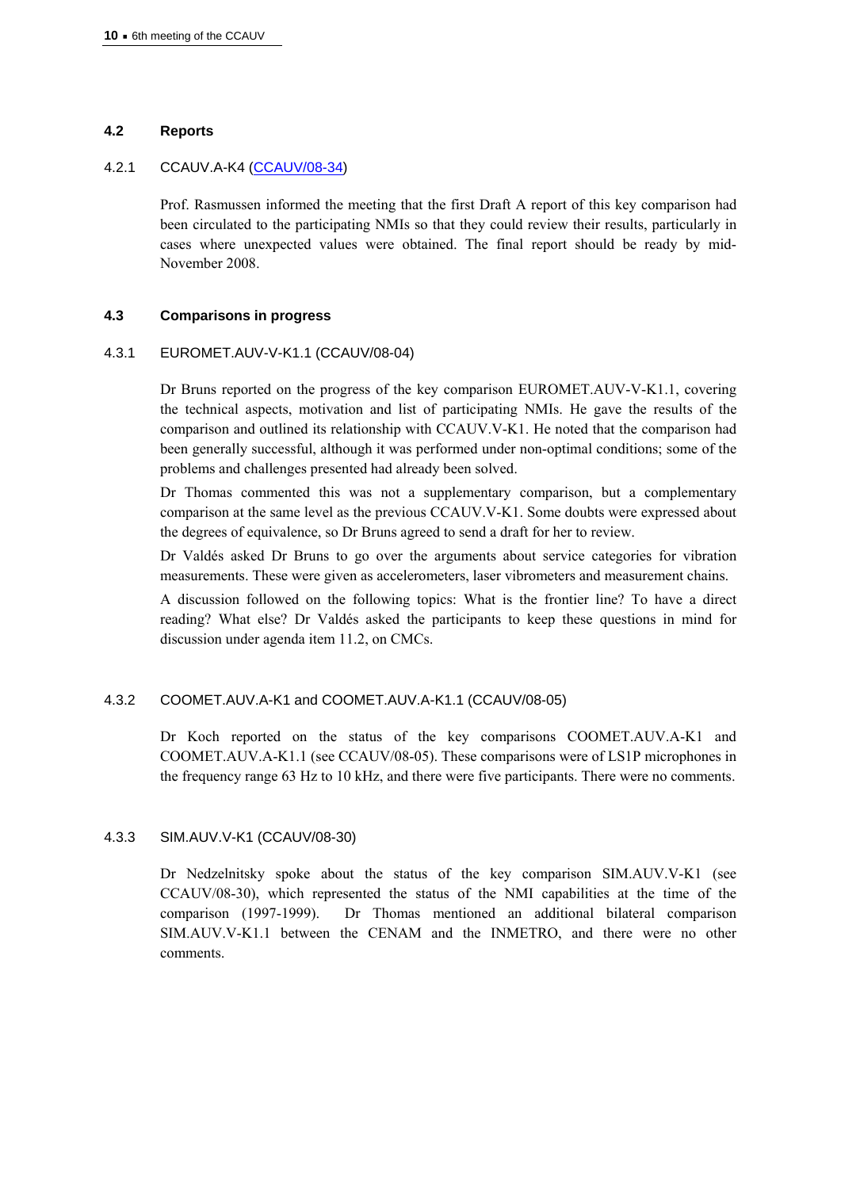## 4.2 Reports

### 4.2.1 CCAUV.A-K4 (CCAUV/08-34)

Prof. Rasmussen informed the meeting that the first Draft A report of this key comparison had been circulated to the participating NMIs so that they could review their results, particularly in cases where unexpected values were obtained. The final report should be ready by mid-November 2008.

## 4.3 Comparisons in progress

### 4.3.1 EUROMET.AUV-V-K1.1 (CCAUV/08-04)

Dr Bruns reported on the progress of the key comparison EUROMET.AUV-V-K1.1, covering the technical aspects, motivation and list of participating NMIs. He gave the results of the comparison and outlined its relationship with CCAUV.V-K1. He noted that the comparison had been generally successful, although it was performed under non-optimal conditions; some of the problems and challenges presented had already been solved.

Dr Thomas commented this was not a supplementary comparison, but a complementary comparison at the same level as the previous CCAUV.V-K1. Some doubts were expressed about the degrees of equivalence, so Dr Bruns agreed to send a draft for her to review.

Dr Valdés asked Dr Bruns to go over the arguments about service categories for vibration measurements. These were given as accelerometers, laser vibrometers and measurement chains.

A discussion followed on the following topics: What is the frontier line? To have a direct reading? What else? Dr Valdés asked the participants to keep these questions in mind for discussion under agenda item 11.2, on CMCs.

### 4.3.2 COOMET.AUV.A-K1 and COOMET.AUV.A-K1.1 (CCAUV/08-05)

Dr Koch reported on the status of the key comparisons COOMET.AUV.A-K1 and COOMET.AUV.A-K1.1 (see CCAUV/08-05). These comparisons were of LS1P microphones in the frequency range 63 Hz to 10 kHz, and there were five participants. There were no comments.

### 4.3.3 SIM.AUV.V-K1 (CCAUV/08-30)

Dr Nedzelnitsky spoke about the status of the key comparison SIM.AUV.V-K1 (see CCAUV/08-30), which represented the status of the NMI capabilities at the time of the comparison (1997-1999). Dr Thomas mentioned an additional bilateral comparison SIM.AUV.V-K1.1 between the CENAM and the INMETRO, and there were no other comments.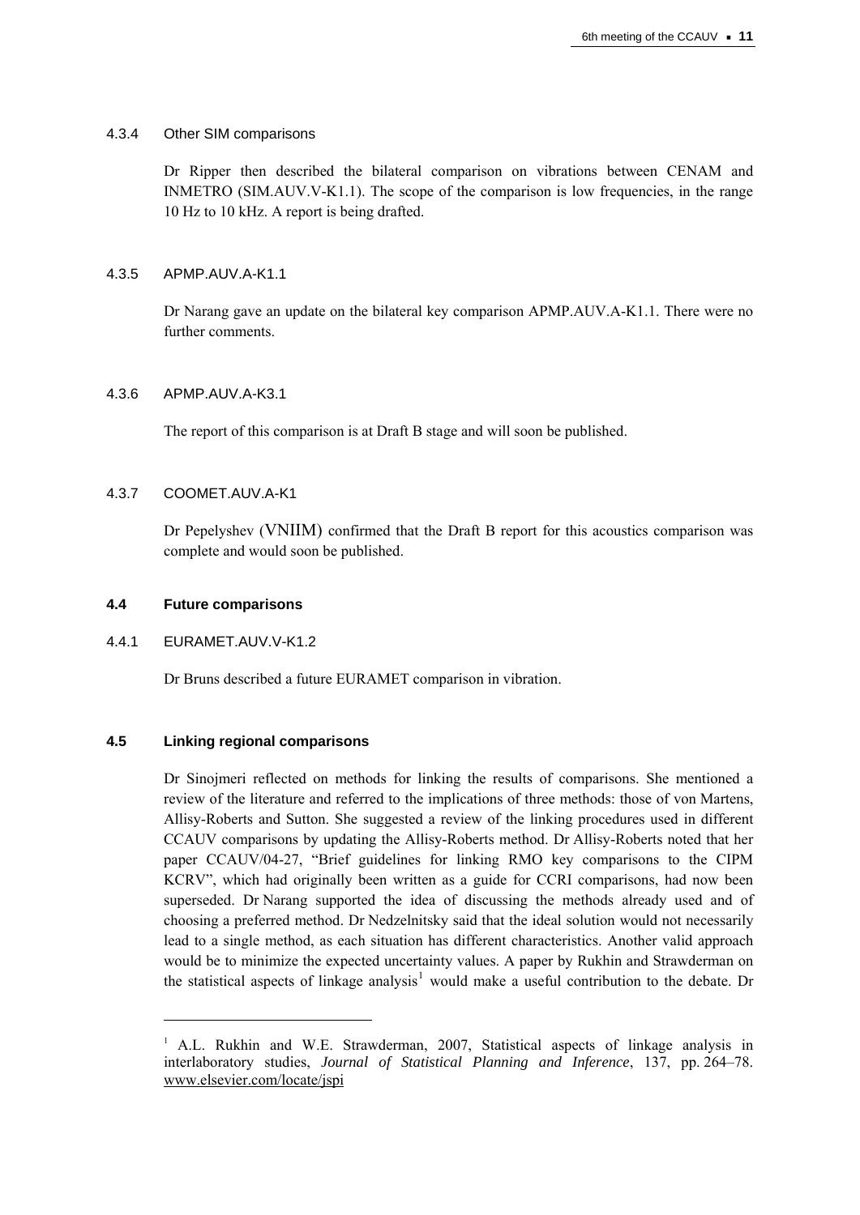#### 4.3.4 Other SIM comparisons

Dr Ripper then described the bilateral comparison on vibrations between CENAM and INMETRO (SIM.AUV.V-K1.1). The scope of the comparison is low frequencies, in the range 10 Hz to 10 kHz. A report is being drafted.

#### 4.3.5 APMP.AUV.A-K1.1

Dr Narang gave an update on the bilateral key comparison APMP.AUV.A-K1.1. There were no further comments.

#### 4.3.6 APMP.AUV.A-K3.1

The report of this comparison is at Draft B stage and will soon be published.

#### 4.3.7 COOMET.AUV.A-K1

Dr Pepelyshev (VNIIM) confirmed that the Draft B report for this acoustics comparison was complete and would soon be published.

### 4.4 Future comparisons

#### 4.4.1 EURAMET.AUV.V-K1.2

Dr Bruns described a future EURAMET comparison in vibration.

### 4.5 Linking regional comparisons

Dr Sinojmeri reflected on methods for linking the results of comparisons. She mentioned a review of the literature and referred to the implications of three methods: those of von Martens, Allisy-Roberts and Sutton. She suggested a review of the linking procedures used in different CCAUV comparisons by updating the Allisy-Roberts method. Dr Allisy-Roberts noted that her paper CCAUV/04-27, "Brief guidelines for linking RMO key comparisons to the CIPM KCRV", which had originally been written as a guide for CCRI comparisons, had now been superseded. Dr Narang supported the idea of discussing the methods already used and of choosing a preferred method. Dr Nedzelnitsky said that the ideal solution would not necessarily lead to a single method, as each situation has different characteristics. Another valid approach would be to minimize the expected uncertainty values. A paper by Rukhin and Strawderman on the statistical aspects of linkage analysis[1] would make a useful contribution to the debate. Dr

---

[1] A.L. Rukhin and W.E. Strawderman, 2007, Statistical aspects of linkage analysis in interlaboratory studies, *Journal of Statistical Planning and Inference*, 137, pp. 264–78. www.elsevier.com/locate/jspi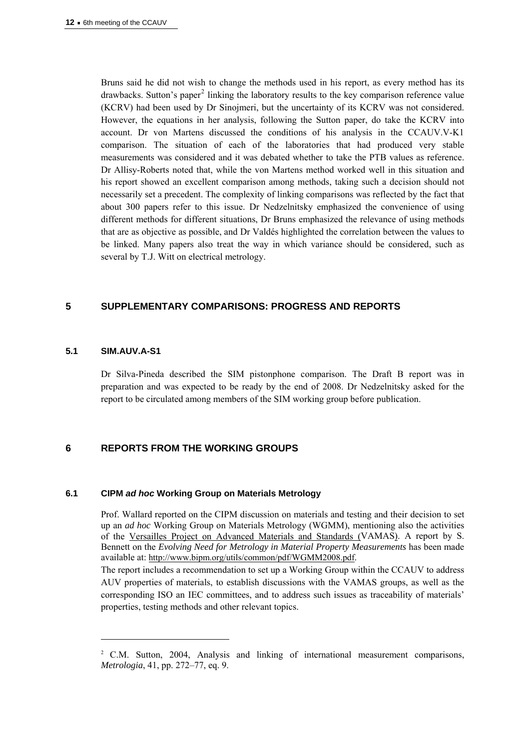Bruns said he did not wish to change the methods used in his report, as every method has its drawbacks. Sutton's paper[2] linking the laboratory results to the key comparison reference value (KCRV) had been used by Dr Sinojmeri, but the uncertainty of its KCRV was not considered. However, the equations in her analysis, following the Sutton paper, do take the KCRV into account. Dr von Martens discussed the conditions of his analysis in the CCAUV.V-K1 comparison. The situation of each of the laboratories that had produced very stable measurements was considered and it was debated whether to take the PTB values as reference. Dr Allisy-Roberts noted that, while the von Martens method worked well in this situation and his report showed an excellent comparison among methods, taking such a decision should not necessarily set a precedent. The complexity of linking comparisons was reflected by the fact that about 300 papers refer to this issue. Dr Nedzelnitsky emphasized the convenience of using different methods for different situations, Dr Bruns emphasized the relevance of using methods that are as objective as possible, and Dr Valdés highlighted the correlation between the values to be linked. Many papers also treat the way in which variance should be considered, such as several by T.J. Witt on electrical metrology.

## 5 SUPPLEMENTARY COMPARISONS: PROGRESS AND REPORTS

### 5.1 SIM.AUV.A-S1

Dr Silva-Pineda described the SIM pistonphone comparison. The Draft B report was in preparation and was expected to be ready by the end of 2008. Dr Nedzelnitsky asked for the report to be circulated among members of the SIM working group before publication.

## 6 REPORTS FROM THE WORKING GROUPS

### 6.1 CIPM *ad hoc* Working Group on Materials Metrology

Prof. Wallard reported on the CIPM discussion on materials and testing and their decision to set up an *ad hoc* Working Group on Materials Metrology (WGMM), mentioning also the activities of the Versailles Project on Advanced Materials and Standards (VAMAS). A report by S. Bennett on the *Evolving Need for Metrology in Material Property Measurements* has been made available at: http://www.bipm.org/utils/common/pdf/WGMM2008.pdf.

The report includes a recommendation to set up a Working Group within the CCAUV to address AUV properties of materials, to establish discussions with the VAMAS groups, as well as the corresponding ISO an IEC committees, and to address such issues as traceability of materials' properties, testing methods and other relevant topics.

---

[2] C.M. Sutton, 2004, Analysis and linking of international measurement comparisons, *Metrologia*, 41, pp. 272–77, eq. 9.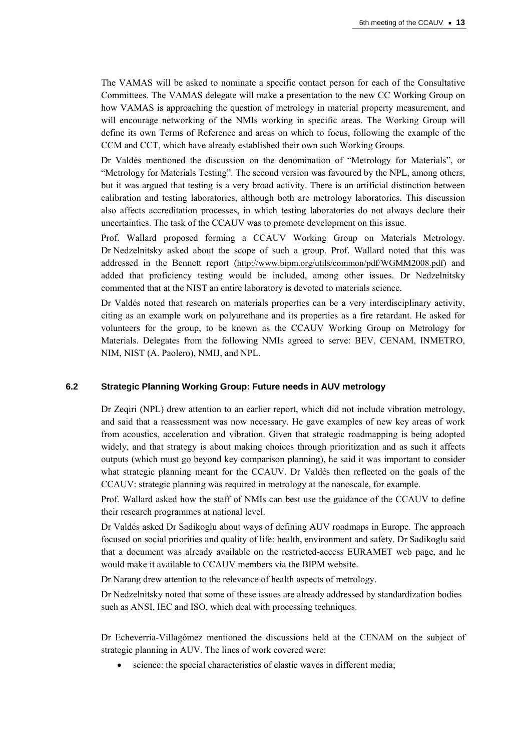The VAMAS will be asked to nominate a specific contact person for each of the Consultative Committees. The VAMAS delegate will make a presentation to the new CC Working Group on how VAMAS is approaching the question of metrology in material property measurement, and will encourage networking of the NMIs working in specific areas. The Working Group will define its own Terms of Reference and areas on which to focus, following the example of the CCM and CCT, which have already established their own such Working Groups.

Dr Valdés mentioned the discussion on the denomination of "Metrology for Materials", or "Metrology for Materials Testing". The second version was favoured by the NPL, among others, but it was argued that testing is a very broad activity. There is an artificial distinction between calibration and testing laboratories, although both are metrology laboratories. This discussion also affects accreditation processes, in which testing laboratories do not always declare their uncertainties. The task of the CCAUV was to promote development on this issue.

Prof. Wallard proposed forming a CCAUV Working Group on Materials Metrology. Dr Nedzelnitsky asked about the scope of such a group. Prof. Wallard noted that this was addressed in the Bennett report (http://www.bipm.org/utils/common/pdf/WGMM2008.pdf) and added that proficiency testing would be included, among other issues. Dr Nedzelnitsky commented that at the NIST an entire laboratory is devoted to materials science.

Dr Valdés noted that research on materials properties can be a very interdisciplinary activity, citing as an example work on polyurethane and its properties as a fire retardant. He asked for volunteers for the group, to be known as the CCAUV Working Group on Metrology for Materials. Delegates from the following NMIs agreed to serve: BEV, CENAM, INMETRO, NIM, NIST (A. Paolero), NMIJ, and NPL.

### 6.2 Strategic Planning Working Group: Future needs in AUV metrology

Dr Zeqiri (NPL) drew attention to an earlier report, which did not include vibration metrology, and said that a reassessment was now necessary. He gave examples of new key areas of work from acoustics, acceleration and vibration. Given that strategic roadmapping is being adopted widely, and that strategy is about making choices through prioritization and as such it affects outputs (which must go beyond key comparison planning), he said it was important to consider what strategic planning meant for the CCAUV. Dr Valdés then reflected on the goals of the CCAUV: strategic planning was required in metrology at the nanoscale, for example.

Prof. Wallard asked how the staff of NMIs can best use the guidance of the CCAUV to define their research programmes at national level.

Dr Valdés asked Dr Sadikoglu about ways of defining AUV roadmaps in Europe. The approach focused on social priorities and quality of life: health, environment and safety. Dr Sadikoglu said that a document was already available on the restricted-access EURAMET web page, and he would make it available to CCAUV members via the BIPM website.

Dr Narang drew attention to the relevance of health aspects of metrology.

Dr Nedzelnitsky noted that some of these issues are already addressed by standardization bodies such as ANSI, IEC and ISO, which deal with processing techniques.

Dr Echeverría-Villagómez mentioned the discussions held at the CENAM on the subject of strategic planning in AUV. The lines of work covered were:

- science: the special characteristics of elastic waves in different media;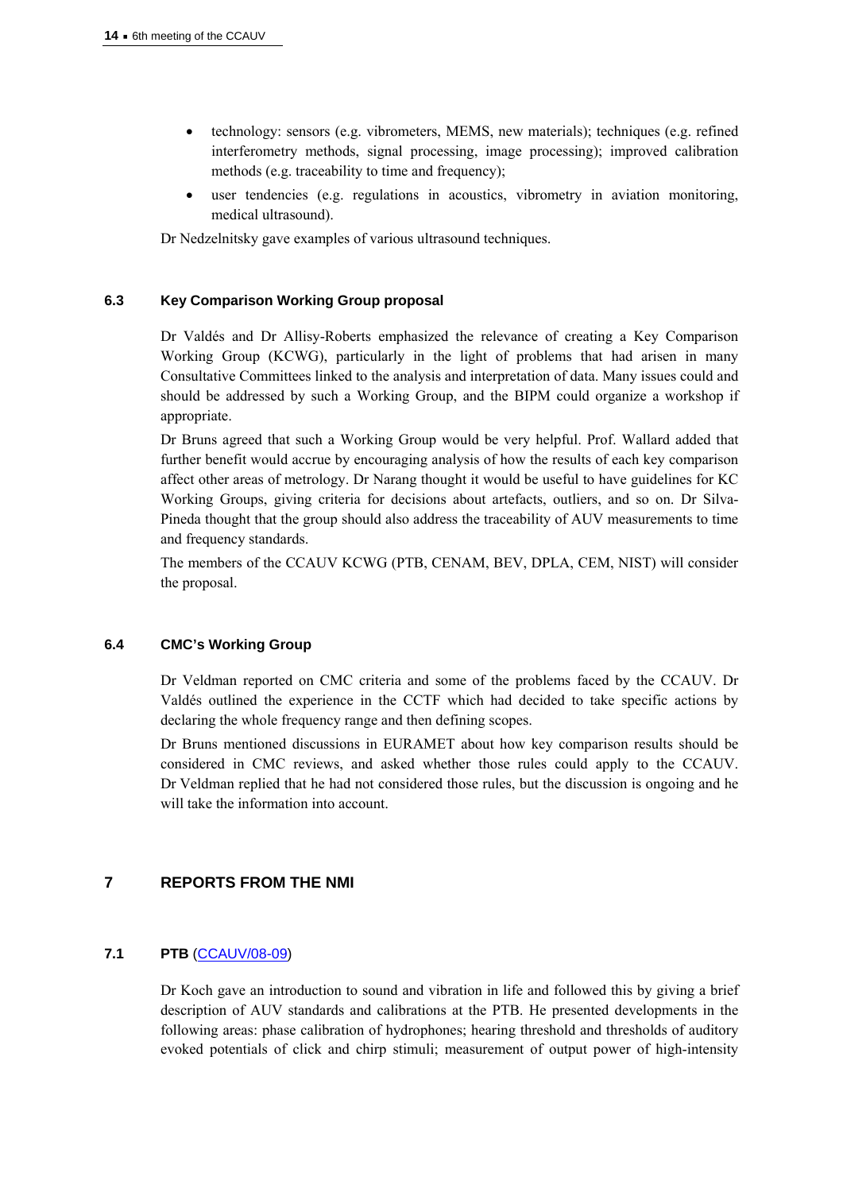- technology: sensors (e.g. vibrometers, MEMS, new materials); techniques (e.g. refined interferometry methods, signal processing, image processing); improved calibration methods (e.g. traceability to time and frequency);
- user tendencies (e.g. regulations in acoustics, vibrometry in aviation monitoring, medical ultrasound).

Dr Nedzelnitsky gave examples of various ultrasound techniques.

### 6.3 Key Comparison Working Group proposal

Dr Valdés and Dr Allisy-Roberts emphasized the relevance of creating a Key Comparison Working Group (KCWG), particularly in the light of problems that had arisen in many Consultative Committees linked to the analysis and interpretation of data. Many issues could and should be addressed by such a Working Group, and the BIPM could organize a workshop if appropriate.

Dr Bruns agreed that such a Working Group would be very helpful. Prof. Wallard added that further benefit would accrue by encouraging analysis of how the results of each key comparison affect other areas of metrology. Dr Narang thought it would be useful to have guidelines for KC Working Groups, giving criteria for decisions about artefacts, outliers, and so on. Dr Silva-Pineda thought that the group should also address the traceability of AUV measurements to time and frequency standards.

The members of the CCAUV KCWG (PTB, CENAM, BEV, DPLA, CEM, NIST) will consider the proposal.

### 6.4 CMC's Working Group

Dr Veldman reported on CMC criteria and some of the problems faced by the CCAUV. Dr Valdés outlined the experience in the CCTF which had decided to take specific actions by declaring the whole frequency range and then defining scopes.

Dr Bruns mentioned discussions in EURAMET about how key comparison results should be considered in CMC reviews, and asked whether those rules could apply to the CCAUV. Dr Veldman replied that he had not considered those rules, but the discussion is ongoing and he will take the information into account.

## 7 REPORTS FROM THE NMI

### 7.1 PTB (CCAUV/08-09)

Dr Koch gave an introduction to sound and vibration in life and followed this by giving a brief description of AUV standards and calibrations at the PTB. He presented developments in the following areas: phase calibration of hydrophones; hearing threshold and thresholds of auditory evoked potentials of click and chirp stimuli; measurement of output power of high-intensity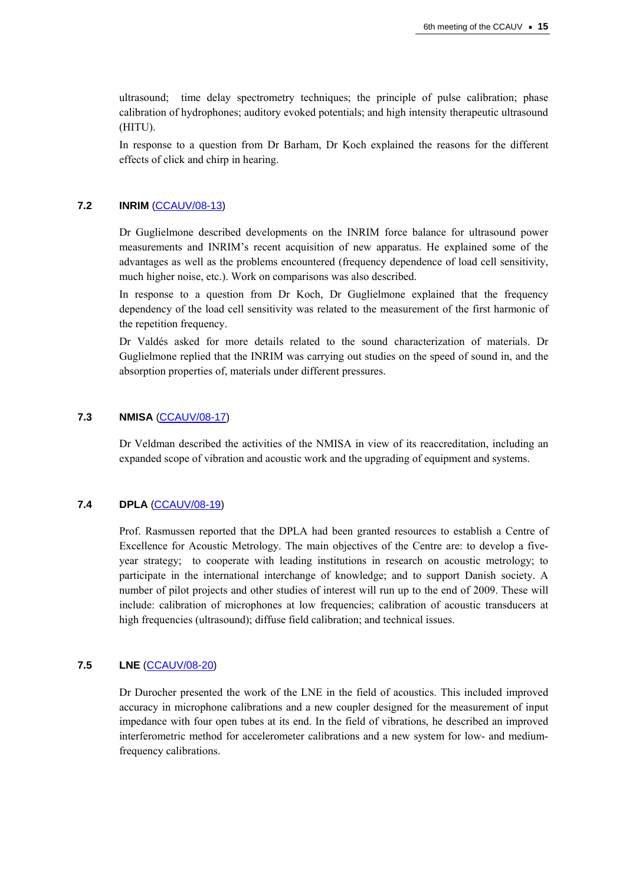ultrasound; time delay spectrometry techniques; the principle of pulse calibration; phase calibration of hydrophones; auditory evoked potentials; and high intensity therapeutic ultrasound (HITU).

In response to a question from Dr Barham, Dr Koch explained the reasons for the different effects of click and chirp in hearing.

### 7.2 INRIM (CCAUV/08-13)

Dr Guglielmone described developments on the INRIM force balance for ultrasound power measurements and INRIM's recent acquisition of new apparatus. He explained some of the advantages as well as the problems encountered (frequency dependence of load cell sensitivity, much higher noise, etc.). Work on comparisons was also described.

In response to a question from Dr Koch, Dr Guglielmone explained that the frequency dependency of the load cell sensitivity was related to the measurement of the first harmonic of the repetition frequency.

Dr Valdés asked for more details related to the sound characterization of materials. Dr Guglielmone replied that the INRIM was carrying out studies on the speed of sound in, and the absorption properties of, materials under different pressures.

### 7.3 NMISA (CCAUV/08-17)

Dr Veldman described the activities of the NMISA in view of its reaccreditation, including an expanded scope of vibration and acoustic work and the upgrading of equipment and systems.

### 7.4 DPLA (CCAUV/08-19)

Prof. Rasmussen reported that the DPLA had been granted resources to establish a Centre of Excellence for Acoustic Metrology. The main objectives of the Centre are: to develop a five-year strategy; to cooperate with leading institutions in research on acoustic metrology; to participate in the international interchange of knowledge; and to support Danish society. A number of pilot projects and other studies of interest will run up to the end of 2009. These will include: calibration of microphones at low frequencies; calibration of acoustic transducers at high frequencies (ultrasound); diffuse field calibration; and technical issues.

### 7.5 LNE (CCAUV/08-20)

Dr Durocher presented the work of the LNE in the field of acoustics. This included improved accuracy in microphone calibrations and a new coupler designed for the measurement of input impedance with four open tubes at its end. In the field of vibrations, he described an improved interferometric method for accelerometer calibrations and a new system for low- and medium-frequency calibrations.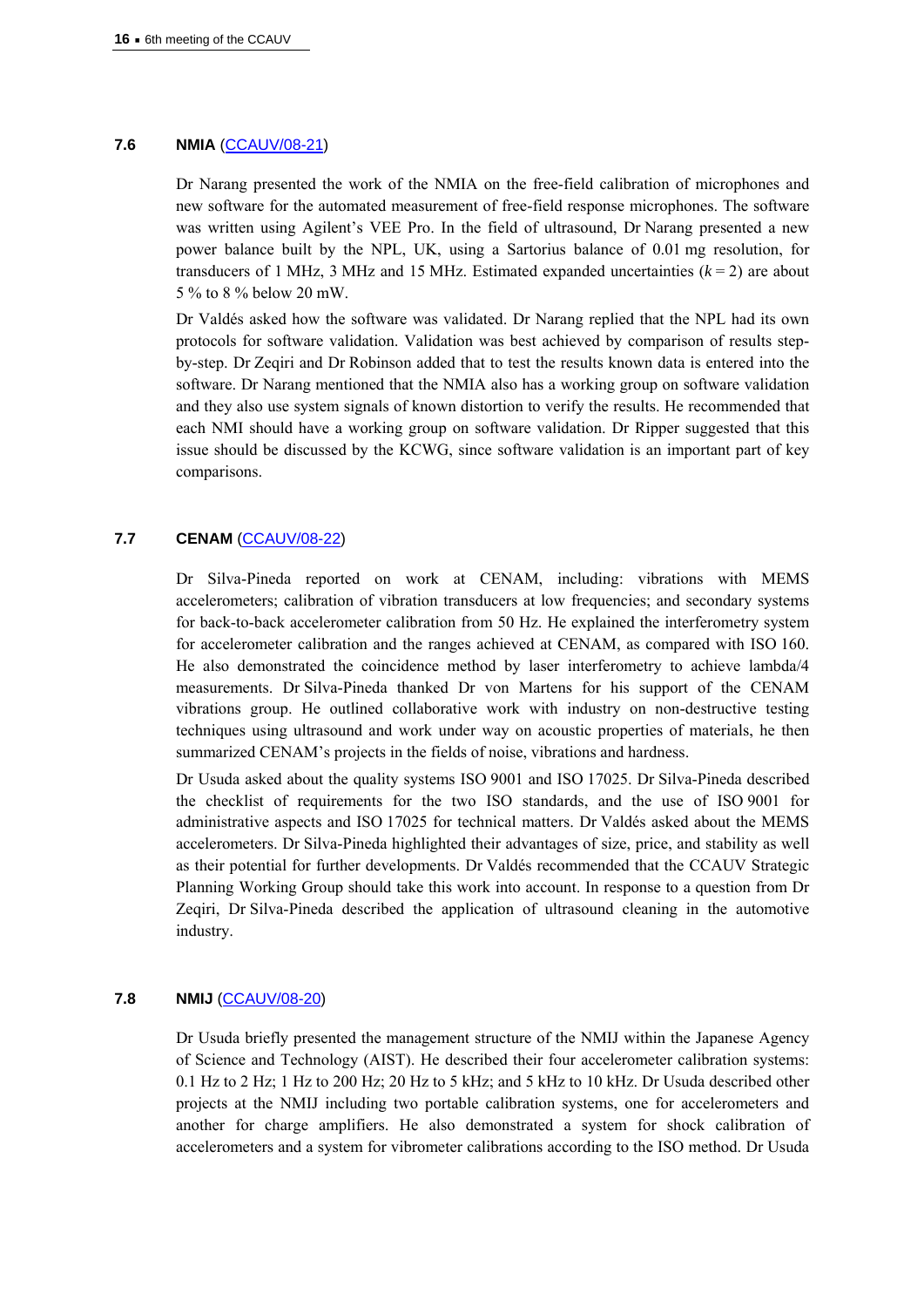### 7.6 NMIA (CCAUV/08-21)

Dr Narang presented the work of the NMIA on the free-field calibration of microphones and new software for the automated measurement of free-field response microphones. The software was written using Agilent's VEE Pro. In the field of ultrasound, Dr Narang presented a new power balance built by the NPL, UK, using a Sartorius balance of 0.01 mg resolution, for transducers of 1 MHz, 3 MHz and 15 MHz. Estimated expanded uncertainties ($k = 2$) are about 5 % to 8 % below 20 mW.

Dr Valdés asked how the software was validated. Dr Narang replied that the NPL had its own protocols for software validation. Validation was best achieved by comparison of results step-by-step. Dr Zeqiri and Dr Robinson added that to test the results known data is entered into the software. Dr Narang mentioned that the NMIA also has a working group on software validation and they also use system signals of known distortion to verify the results. He recommended that each NMI should have a working group on software validation. Dr Ripper suggested that this issue should be discussed by the KCWG, since software validation is an important part of key comparisons.

### 7.7 CENAM (CCAUV/08-22)

Dr Silva-Pineda reported on work at CENAM, including: vibrations with MEMS accelerometers; calibration of vibration transducers at low frequencies; and secondary systems for back-to-back accelerometer calibration from 50 Hz. He explained the interferometry system for accelerometer calibration and the ranges achieved at CENAM, as compared with ISO 160. He also demonstrated the coincidence method by laser interferometry to achieve lambda/4 measurements. Dr Silva-Pineda thanked Dr von Martens for his support of the CENAM vibrations group. He outlined collaborative work with industry on non-destructive testing techniques using ultrasound and work under way on acoustic properties of materials, he then summarized CENAM's projects in the fields of noise, vibrations and hardness.

Dr Usuda asked about the quality systems ISO 9001 and ISO 17025. Dr Silva-Pineda described the checklist of requirements for the two ISO standards, and the use of ISO 9001 for administrative aspects and ISO 17025 for technical matters. Dr Valdés asked about the MEMS accelerometers. Dr Silva-Pineda highlighted their advantages of size, price, and stability as well as their potential for further developments. Dr Valdés recommended that the CCAUV Strategic Planning Working Group should take this work into account. In response to a question from Dr Zeqiri, Dr Silva-Pineda described the application of ultrasound cleaning in the automotive industry.

### 7.8 NMIJ (CCAUV/08-20)

Dr Usuda briefly presented the management structure of the NMIJ within the Japanese Agency of Science and Technology (AIST). He described their four accelerometer calibration systems: 0.1 Hz to 2 Hz; 1 Hz to 200 Hz; 20 Hz to 5 kHz; and 5 kHz to 10 kHz. Dr Usuda described other projects at the NMIJ including two portable calibration systems, one for accelerometers and another for charge amplifiers. He also demonstrated a system for shock calibration of accelerometers and a system for vibrometer calibrations according to the ISO method. Dr Usuda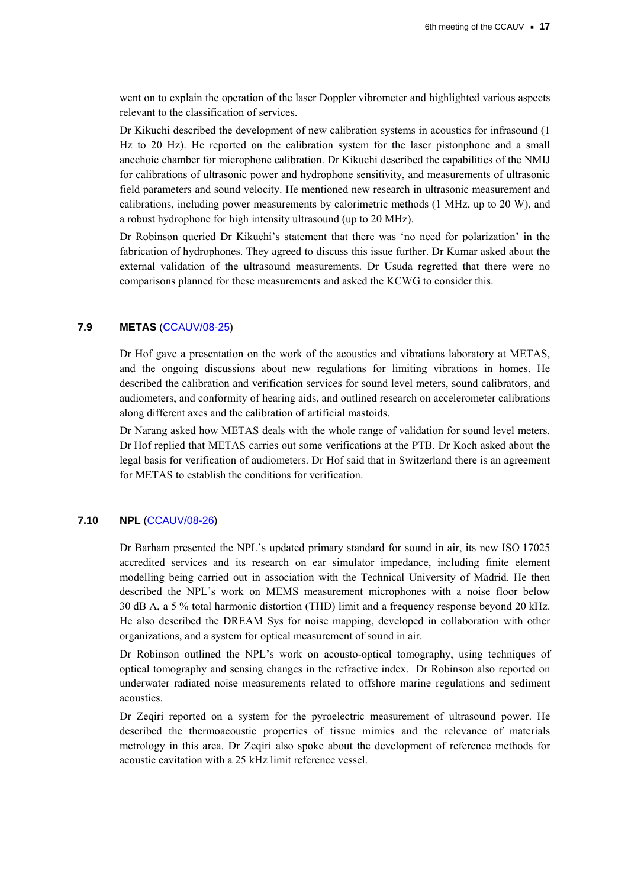went on to explain the operation of the laser Doppler vibrometer and highlighted various aspects relevant to the classification of services.

Dr Kikuchi described the development of new calibration systems in acoustics for infrasound (1 Hz to 20 Hz). He reported on the calibration system for the laser pistonphone and a small anechoic chamber for microphone calibration. Dr Kikuchi described the capabilities of the NMIJ for calibrations of ultrasonic power and hydrophone sensitivity, and measurements of ultrasonic field parameters and sound velocity. He mentioned new research in ultrasonic measurement and calibrations, including power measurements by calorimetric methods (1 MHz, up to 20 W), and a robust hydrophone for high intensity ultrasound (up to 20 MHz).

Dr Robinson queried Dr Kikuchi's statement that there was 'no need for polarization' in the fabrication of hydrophones. They agreed to discuss this issue further. Dr Kumar asked about the external validation of the ultrasound measurements. Dr Usuda regretted that there were no comparisons planned for these measurements and asked the KCWG to consider this.

### 7.9 METAS (CCAUV/08-25)

Dr Hof gave a presentation on the work of the acoustics and vibrations laboratory at METAS, and the ongoing discussions about new regulations for limiting vibrations in homes. He described the calibration and verification services for sound level meters, sound calibrators, and audiometers, and conformity of hearing aids, and outlined research on accelerometer calibrations along different axes and the calibration of artificial mastoids.

Dr Narang asked how METAS deals with the whole range of validation for sound level meters. Dr Hof replied that METAS carries out some verifications at the PTB. Dr Koch asked about the legal basis for verification of audiometers. Dr Hof said that in Switzerland there is an agreement for METAS to establish the conditions for verification.

### 7.10 NPL (CCAUV/08-26)

Dr Barham presented the NPL's updated primary standard for sound in air, its new ISO 17025 accredited services and its research on ear simulator impedance, including finite element modelling being carried out in association with the Technical University of Madrid. He then described the NPL's work on MEMS measurement microphones with a noise floor below 30 dB A, a 5 % total harmonic distortion (THD) limit and a frequency response beyond 20 kHz. He also described the DREAM Sys for noise mapping, developed in collaboration with other organizations, and a system for optical measurement of sound in air.

Dr Robinson outlined the NPL's work on acousto-optical tomography, using techniques of optical tomography and sensing changes in the refractive index. Dr Robinson also reported on underwater radiated noise measurements related to offshore marine regulations and sediment acoustics.

Dr Zeqiri reported on a system for the pyroelectric measurement of ultrasound power. He described the thermoacoustic properties of tissue mimics and the relevance of materials metrology in this area. Dr Zeqiri also spoke about the development of reference methods for acoustic cavitation with a 25 kHz limit reference vessel.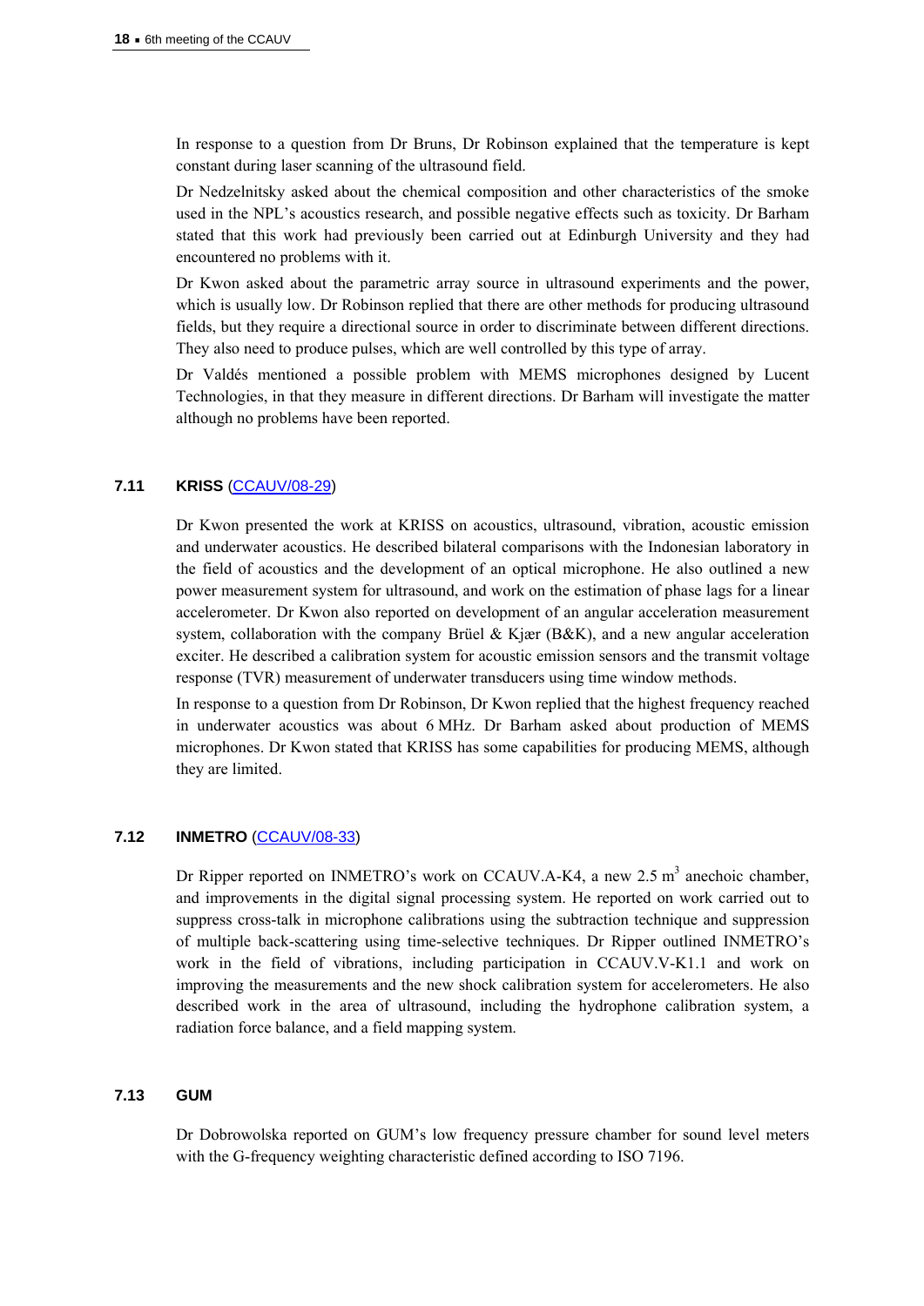In response to a question from Dr Bruns, Dr Robinson explained that the temperature is kept constant during laser scanning of the ultrasound field.

Dr Nedzelnitsky asked about the chemical composition and other characteristics of the smoke used in the NPL's acoustics research, and possible negative effects such as toxicity. Dr Barham stated that this work had previously been carried out at Edinburgh University and they had encountered no problems with it.

Dr Kwon asked about the parametric array source in ultrasound experiments and the power, which is usually low. Dr Robinson replied that there are other methods for producing ultrasound fields, but they require a directional source in order to discriminate between different directions. They also need to produce pulses, which are well controlled by this type of array.

Dr Valdés mentioned a possible problem with MEMS microphones designed by Lucent Technologies, in that they measure in different directions. Dr Barham will investigate the matter although no problems have been reported.

### 7.11 KRISS (CCAUV/08-29)

Dr Kwon presented the work at KRISS on acoustics, ultrasound, vibration, acoustic emission and underwater acoustics. He described bilateral comparisons with the Indonesian laboratory in the field of acoustics and the development of an optical microphone. He also outlined a new power measurement system for ultrasound, and work on the estimation of phase lags for a linear accelerometer. Dr Kwon also reported on development of an angular acceleration measurement system, collaboration with the company Brüel & Kjær (B&K), and a new angular acceleration exciter. He described a calibration system for acoustic emission sensors and the transmit voltage response (TVR) measurement of underwater transducers using time window methods.

In response to a question from Dr Robinson, Dr Kwon replied that the highest frequency reached in underwater acoustics was about 6 MHz. Dr Barham asked about production of MEMS microphones. Dr Kwon stated that KRISS has some capabilities for producing MEMS, although they are limited.

### 7.12 INMETRO (CCAUV/08-33)

Dr Ripper reported on INMETRO's work on CCAUV.A-K4, a new 2.5 $m^3$ anechoic chamber, and improvements in the digital signal processing system. He reported on work carried out to suppress cross-talk in microphone calibrations using the subtraction technique and suppression of multiple back-scattering using time-selective techniques. Dr Ripper outlined INMETRO's work in the field of vibrations, including participation in CCAUV.V-K1.1 and work on improving the measurements and the new shock calibration system for accelerometers. He also described work in the area of ultrasound, including the hydrophone calibration system, a radiation force balance, and a field mapping system.

### 7.13 GUM

Dr Dobrowolska reported on GUM's low frequency pressure chamber for sound level meters with the G-frequency weighting characteristic defined according to ISO 7196.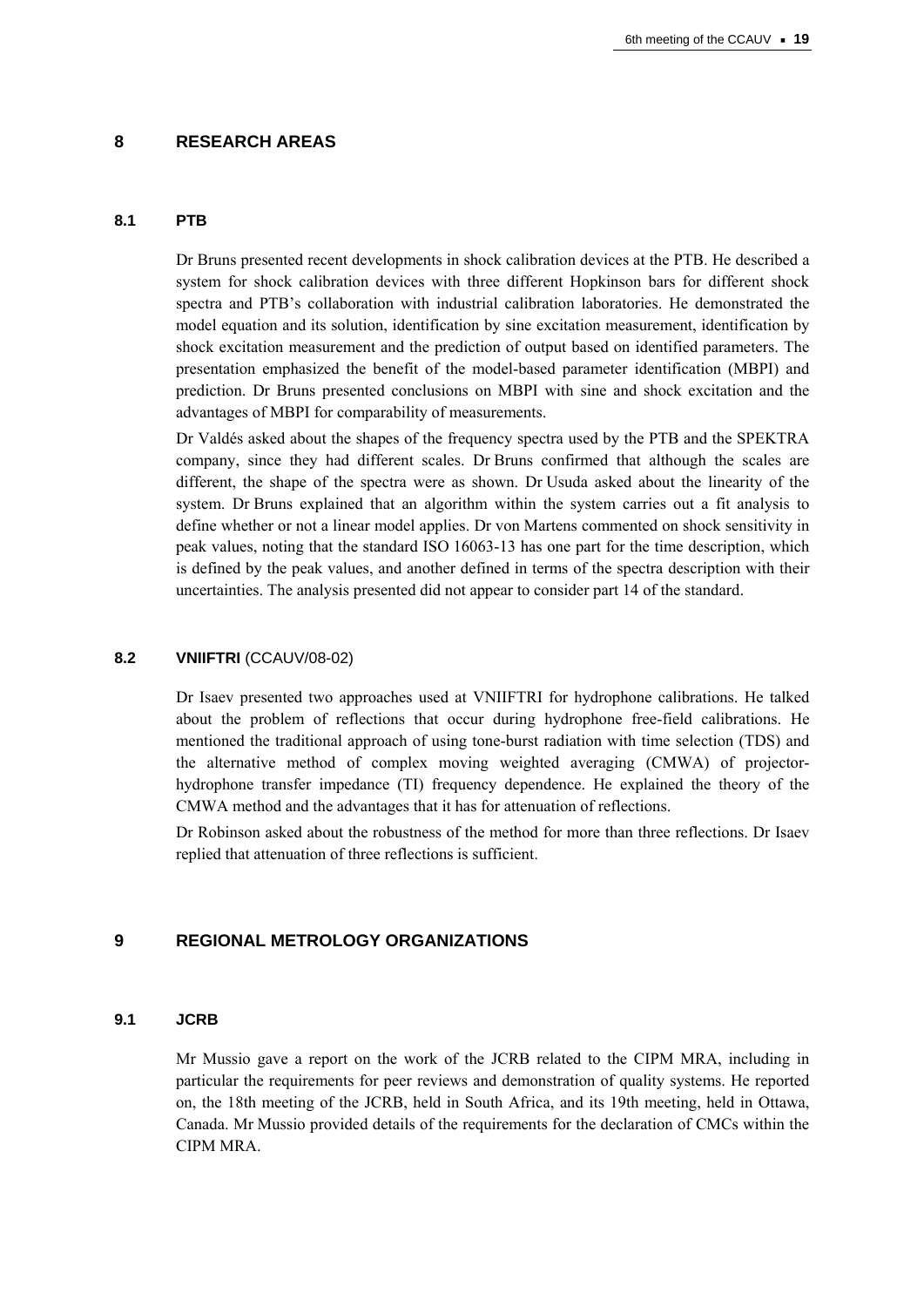# 8 RESEARCH AREAS

## 8.1 PTB

Dr Bruns presented recent developments in shock calibration devices at the PTB. He described a system for shock calibration devices with three different Hopkinson bars for different shock spectra and PTB's collaboration with industrial calibration laboratories. He demonstrated the model equation and its solution, identification by sine excitation measurement, identification by shock excitation measurement and the prediction of output based on identified parameters. The presentation emphasized the benefit of the model-based parameter identification (MBPI) and prediction. Dr Bruns presented conclusions on MBPI with sine and shock excitation and the advantages of MBPI for comparability of measurements.

Dr Valdés asked about the shapes of the frequency spectra used by the PTB and the SPEKTRA company, since they had different scales. Dr Bruns confirmed that although the scales are different, the shape of the spectra were as shown. Dr Usuda asked about the linearity of the system. Dr Bruns explained that an algorithm within the system carries out a fit analysis to define whether or not a linear model applies. Dr von Martens commented on shock sensitivity in peak values, noting that the standard ISO 16063-13 has one part for the time description, which is defined by the peak values, and another defined in terms of the spectra description with their uncertainties. The analysis presented did not appear to consider part 14 of the standard.

## 8.2 VNIIFTRI (CCAUV/08-02)

Dr Isaev presented two approaches used at VNIIFTRI for hydrophone calibrations. He talked about the problem of reflections that occur during hydrophone free-field calibrations. He mentioned the traditional approach of using tone-burst radiation with time selection (TDS) and the alternative method of complex moving weighted averaging (CMWA) of projector-hydrophone transfer impedance (TI) frequency dependence. He explained the theory of the CMWA method and the advantages that it has for attenuation of reflections.

Dr Robinson asked about the robustness of the method for more than three reflections. Dr Isaev replied that attenuation of three reflections is sufficient.

# 9 REGIONAL METROLOGY ORGANIZATIONS

## 9.1 JCRB

Mr Mussio gave a report on the work of the JCRB related to the CIPM MRA, including in particular the requirements for peer reviews and demonstration of quality systems. He reported on, the 18th meeting of the JCRB, held in South Africa, and its 19th meeting, held in Ottawa, Canada. Mr Mussio provided details of the requirements for the declaration of CMCs within the CIPM MRA.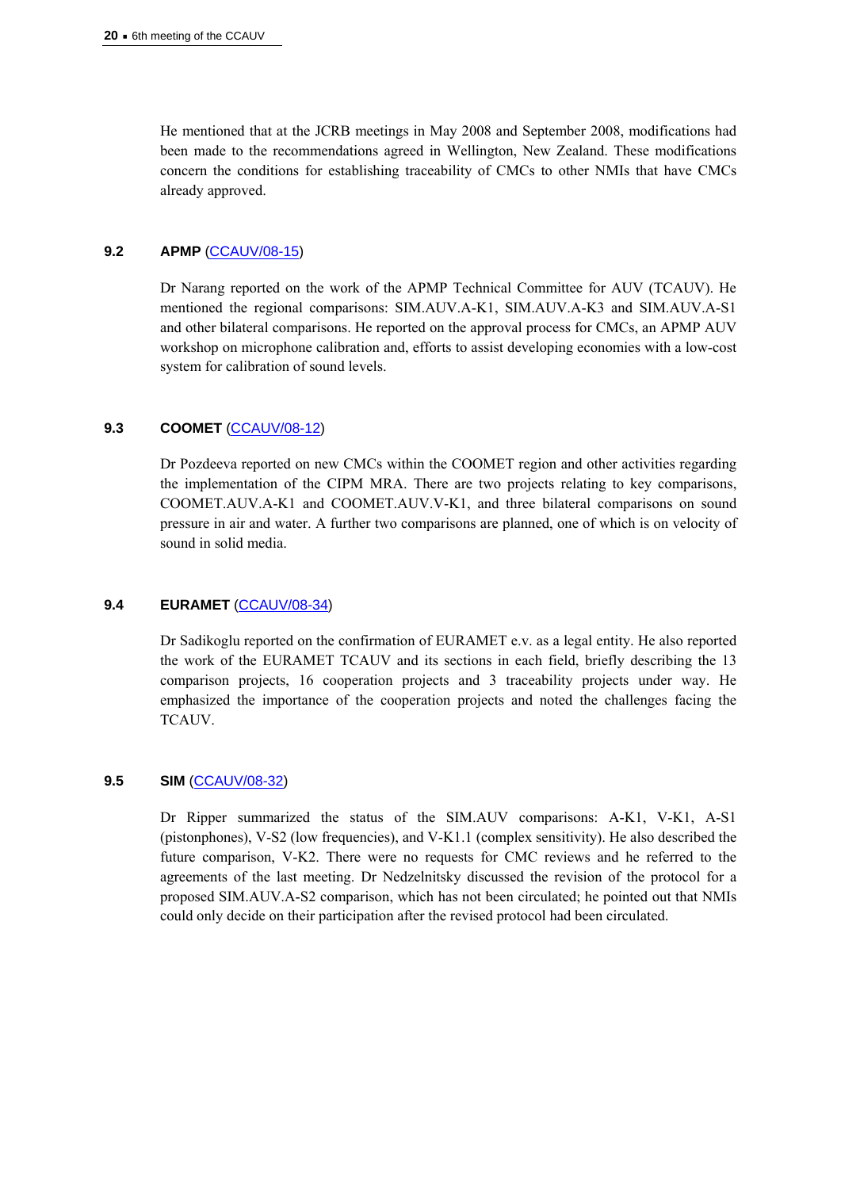He mentioned that at the JCRB meetings in May 2008 and September 2008, modifications had been made to the recommendations agreed in Wellington, New Zealand. These modifications concern the conditions for establishing traceability of CMCs to other NMIs that have CMCs already approved.

### 9.2 APMP (CCAUV/08-15)

Dr Narang reported on the work of the APMP Technical Committee for AUV (TCAUV). He mentioned the regional comparisons: SIM.AUV.A-K1, SIM.AUV.A-K3 and SIM.AUV.A-S1 and other bilateral comparisons. He reported on the approval process for CMCs, an APMP AUV workshop on microphone calibration and, efforts to assist developing economies with a low-cost system for calibration of sound levels.

### 9.3 COOMET (CCAUV/08-12)

Dr Pozdeeva reported on new CMCs within the COOMET region and other activities regarding the implementation of the CIPM MRA. There are two projects relating to key comparisons, COOMET.AUV.A-K1 and COOMET.AUV.V-K1, and three bilateral comparisons on sound pressure in air and water. A further two comparisons are planned, one of which is on velocity of sound in solid media.

### 9.4 EURAMET (CCAUV/08-34)

Dr Sadikoglu reported on the confirmation of EURAMET e.v. as a legal entity. He also reported the work of the EURAMET TCAUV and its sections in each field, briefly describing the 13 comparison projects, 16 cooperation projects and 3 traceability projects under way. He emphasized the importance of the cooperation projects and noted the challenges facing the TCAUV.

### 9.5 SIM (CCAUV/08-32)

Dr Ripper summarized the status of the SIM.AUV comparisons: A-K1, V-K1, A-S1 (pistonphones), V-S2 (low frequencies), and V-K1.1 (complex sensitivity). He also described the future comparison, V-K2. There were no requests for CMC reviews and he referred to the agreements of the last meeting. Dr Nedzelnitsky discussed the revision of the protocol for a proposed SIM.AUV.A-S2 comparison, which has not been circulated; he pointed out that NMIs could only decide on their participation after the revised protocol had been circulated.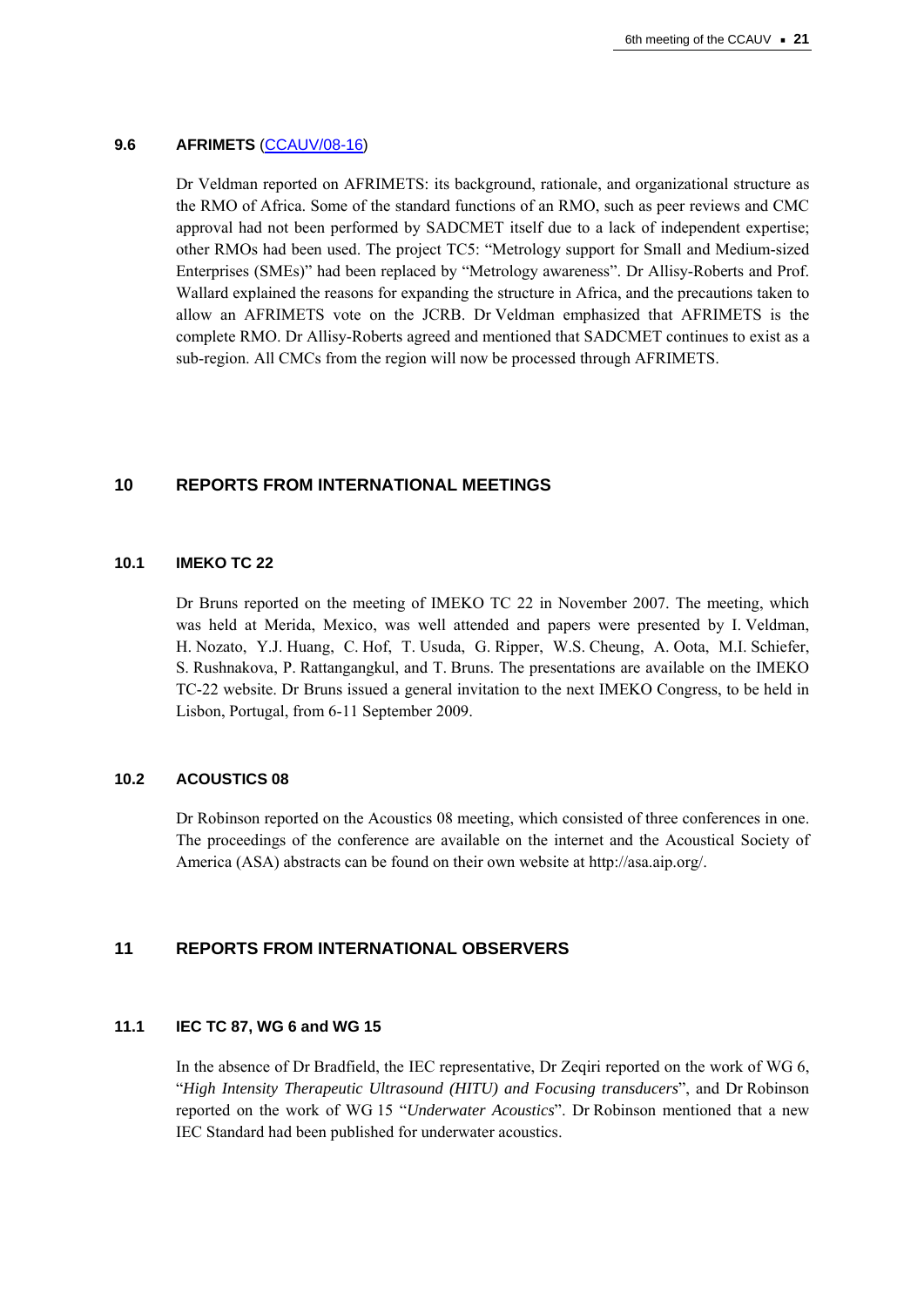### 9.6 AFRIMETS (CCAUV/08-16)

Dr Veldman reported on AFRIMETS: its background, rationale, and organizational structure as the RMO of Africa. Some of the standard functions of an RMO, such as peer reviews and CMC approval had not been performed by SADCMET itself due to a lack of independent expertise; other RMOs had been used. The project TC5: "Metrology support for Small and Medium-sized Enterprises (SMEs)" had been replaced by "Metrology awareness". Dr Allisy-Roberts and Prof. Wallard explained the reasons for expanding the structure in Africa, and the precautions taken to allow an AFRIMETS vote on the JCRB. Dr Veldman emphasized that AFRIMETS is the complete RMO. Dr Allisy-Roberts agreed and mentioned that SADCMET continues to exist as a sub-region. All CMCs from the region will now be processed through AFRIMETS.

## 10 REPORTS FROM INTERNATIONAL MEETINGS

### 10.1 IMEKO TC 22

Dr Bruns reported on the meeting of IMEKO TC 22 in November 2007. The meeting, which was held at Merida, Mexico, was well attended and papers were presented by I. Veldman, H. Nozato, Y.J. Huang, C. Hof, T. Usuda, G. Ripper, W.S. Cheung, A. Oota, M.I. Schiefer, S. Rushnakova, P. Rattangangkul, and T. Bruns. The presentations are available on the IMEKO TC-22 website. Dr Bruns issued a general invitation to the next IMEKO Congress, to be held in Lisbon, Portugal, from 6-11 September 2009.

### 10.2 ACOUSTICS 08

Dr Robinson reported on the Acoustics 08 meeting, which consisted of three conferences in one. The proceedings of the conference are available on the internet and the Acoustical Society of America (ASA) abstracts can be found on their own website at http://asa.aip.org/.

## 11 REPORTS FROM INTERNATIONAL OBSERVERS

### 11.1 IEC TC 87, WG 6 and WG 15

In the absence of Dr Bradfield, the IEC representative, Dr Zeqiri reported on the work of WG 6, "*High Intensity Therapeutic Ultrasound (HITU) and Focusing transducers*", and Dr Robinson reported on the work of WG 15 "*Underwater Acoustics*". Dr Robinson mentioned that a new IEC Standard had been published for underwater acoustics.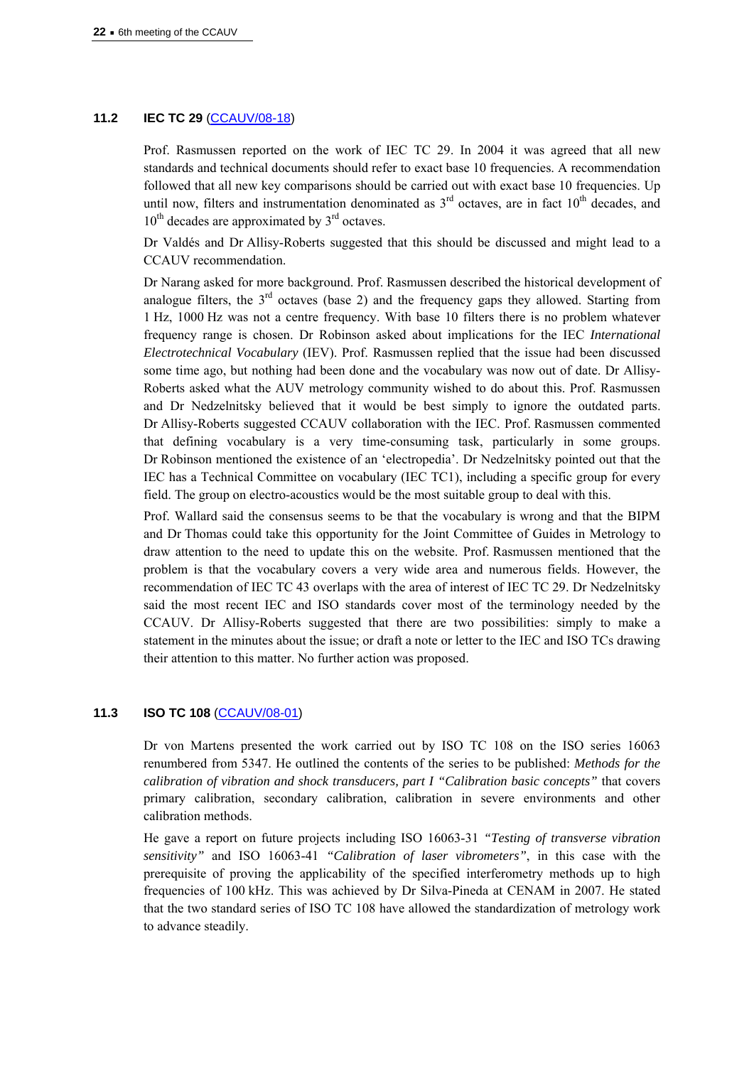### 11.2 IEC TC 29 (CCAUV/08-18)

Prof. Rasmussen reported on the work of IEC TC 29. In 2004 it was agreed that all new standards and technical documents should refer to exact base 10 frequencies. A recommendation followed that all new key comparisons should be carried out with exact base 10 frequencies. Up until now, filters and instrumentation denominated as $3^{rd}$ octaves, are in fact $10^{th}$ decades, and $10^{th}$ decades are approximated by $3^{rd}$ octaves.

Dr Valdés and Dr Allisy-Roberts suggested that this should be discussed and might lead to a CCAUV recommendation.

Dr Narang asked for more background. Prof. Rasmussen described the historical development of analogue filters, the $3^{rd}$ octaves (base 2) and the frequency gaps they allowed. Starting from 1 Hz, 1000 Hz was not a centre frequency. With base 10 filters there is no problem whatever frequency range is chosen. Dr Robinson asked about implications for the IEC *International Electrotechnical Vocabulary* (IEV). Prof. Rasmussen replied that the issue had been discussed some time ago, but nothing had been done and the vocabulary was now out of date. Dr Allisy-Roberts asked what the AUV metrology community wished to do about this. Prof. Rasmussen and Dr Nedzelnitsky believed that it would be best simply to ignore the outdated parts. Dr Allisy-Roberts suggested CCAUV collaboration with the IEC. Prof. Rasmussen commented that defining vocabulary is a very time-consuming task, particularly in some groups. Dr Robinson mentioned the existence of an 'electropedia'. Dr Nedzelnitsky pointed out that the IEC has a Technical Committee on vocabulary (IEC TC1), including a specific group for every field. The group on electro-acoustics would be the most suitable group to deal with this.

Prof. Wallard said the consensus seems to be that the vocabulary is wrong and that the BIPM and Dr Thomas could take this opportunity for the Joint Committee of Guides in Metrology to draw attention to the need to update this on the website. Prof. Rasmussen mentioned that the problem is that the vocabulary covers a very wide area and numerous fields. However, the recommendation of IEC TC 43 overlaps with the area of interest of IEC TC 29. Dr Nedzelnitsky said the most recent IEC and ISO standards cover most of the terminology needed by the CCAUV. Dr Allisy-Roberts suggested that there are two possibilities: simply to make a statement in the minutes about the issue; or draft a note or letter to the IEC and ISO TCs drawing their attention to this matter. No further action was proposed.

### 11.3 ISO TC 108 (CCAUV/08-01)

Dr von Martens presented the work carried out by ISO TC 108 on the ISO series 16063 renumbered from 5347. He outlined the contents of the series to be published: *Methods for the calibration of vibration and shock transducers, part I "Calibration basic concepts"* that covers primary calibration, secondary calibration, calibration in severe environments and other calibration methods.

He gave a report on future projects including ISO 16063-31 *"Testing of transverse vibration sensitivity"* and ISO 16063-41 *"Calibration of laser vibrometers"*, in this case with the prerequisite of proving the applicability of the specified interferometry methods up to high frequencies of 100 kHz. This was achieved by Dr Silva-Pineda at CENAM in 2007. He stated that the two standard series of ISO TC 108 have allowed the standardization of metrology work to advance steadily.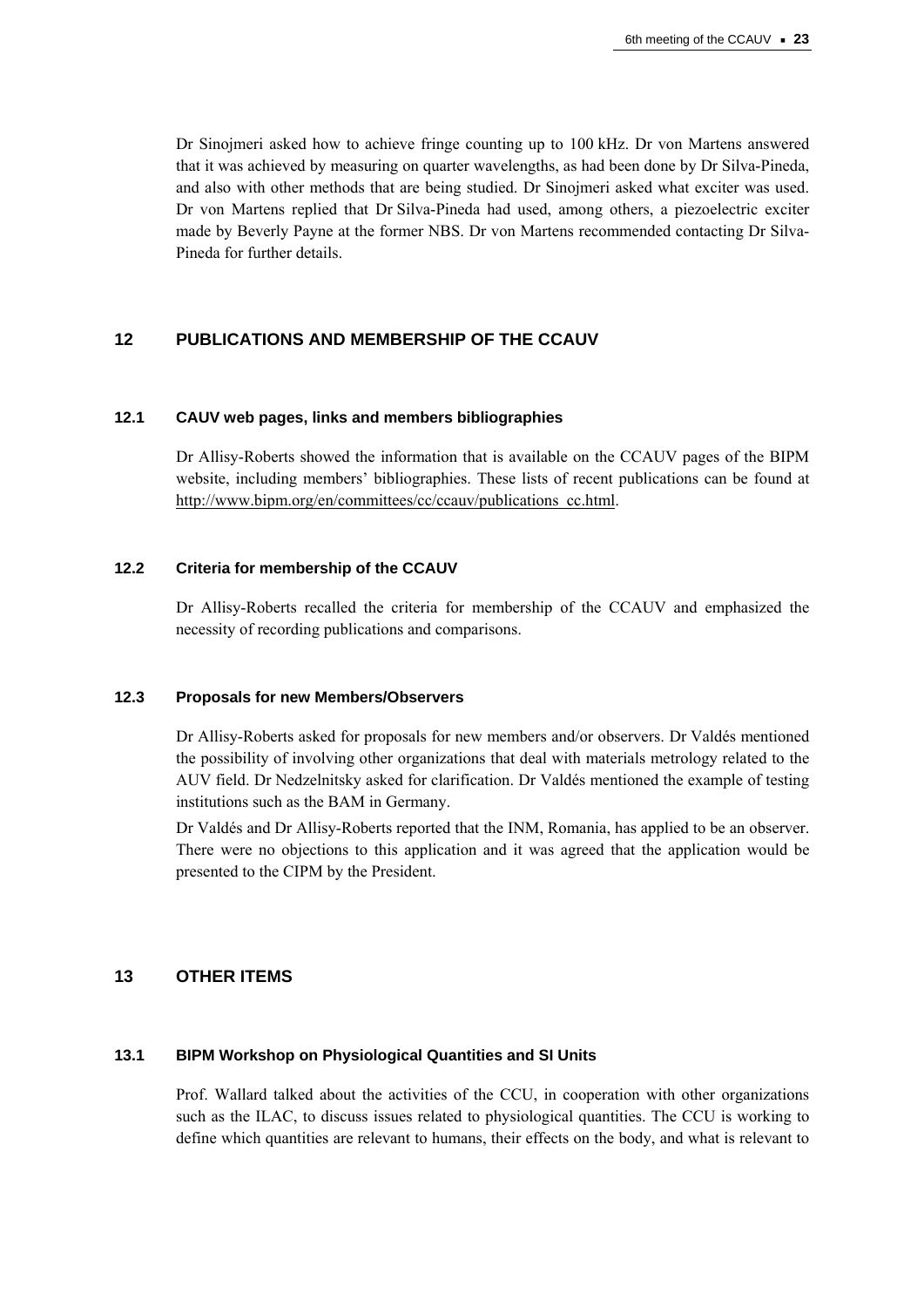Dr Sinojmeri asked how to achieve fringe counting up to 100 kHz. Dr von Martens answered that it was achieved by measuring on quarter wavelengths, as had been done by Dr Silva-Pineda, and also with other methods that are being studied. Dr Sinojmeri asked what exciter was used. Dr von Martens replied that Dr Silva-Pineda had used, among others, a piezoelectric exciter made by Beverly Payne at the former NBS. Dr von Martens recommended contacting Dr Silva-Pineda for further details.

## 12 PUBLICATIONS AND MEMBERSHIP OF THE CCAUV

### 12.1 CAUV web pages, links and members bibliographies

Dr Allisy-Roberts showed the information that is available on the CCAUV pages of the BIPM website, including members' bibliographies. These lists of recent publications can be found at http://www.bipm.org/en/committees/cc/ccauv/publications_cc.html.

### 12.2 Criteria for membership of the CCAUV

Dr Allisy-Roberts recalled the criteria for membership of the CCAUV and emphasized the necessity of recording publications and comparisons.

### 12.3 Proposals for new Members/Observers

Dr Allisy-Roberts asked for proposals for new members and/or observers. Dr Valdés mentioned the possibility of involving other organizations that deal with materials metrology related to the AUV field. Dr Nedzelnitsky asked for clarification. Dr Valdés mentioned the example of testing institutions such as the BAM in Germany.

Dr Valdés and Dr Allisy-Roberts reported that the INM, Romania, has applied to be an observer. There were no objections to this application and it was agreed that the application would be presented to the CIPM by the President.

## 13 OTHER ITEMS

### 13.1 BIPM Workshop on Physiological Quantities and SI Units

Prof. Wallard talked about the activities of the CCU, in cooperation with other organizations such as the ILAC, to discuss issues related to physiological quantities. The CCU is working to define which quantities are relevant to humans, their effects on the body, and what is relevant to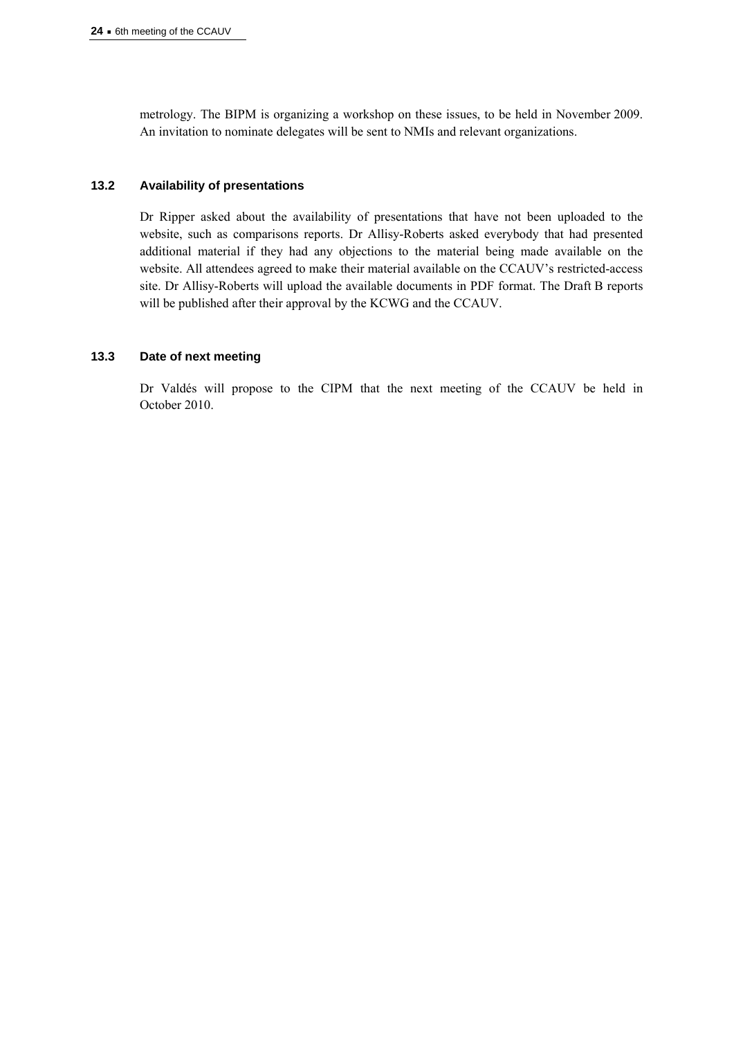metrology. The BIPM is organizing a workshop on these issues, to be held in November 2009. An invitation to nominate delegates will be sent to NMIs and relevant organizations.

### 13.2 Availability of presentations

Dr Ripper asked about the availability of presentations that have not been uploaded to the website, such as comparisons reports. Dr Allisy-Roberts asked everybody that had presented additional material if they had any objections to the material being made available on the website. All attendees agreed to make their material available on the CCAUV's restricted-access site. Dr Allisy-Roberts will upload the available documents in PDF format. The Draft B reports will be published after their approval by the KCWG and the CCAUV.

### 13.3 Date of next meeting

Dr Valdés will propose to the CIPM that the next meeting of the CCAUV be held in October 2010.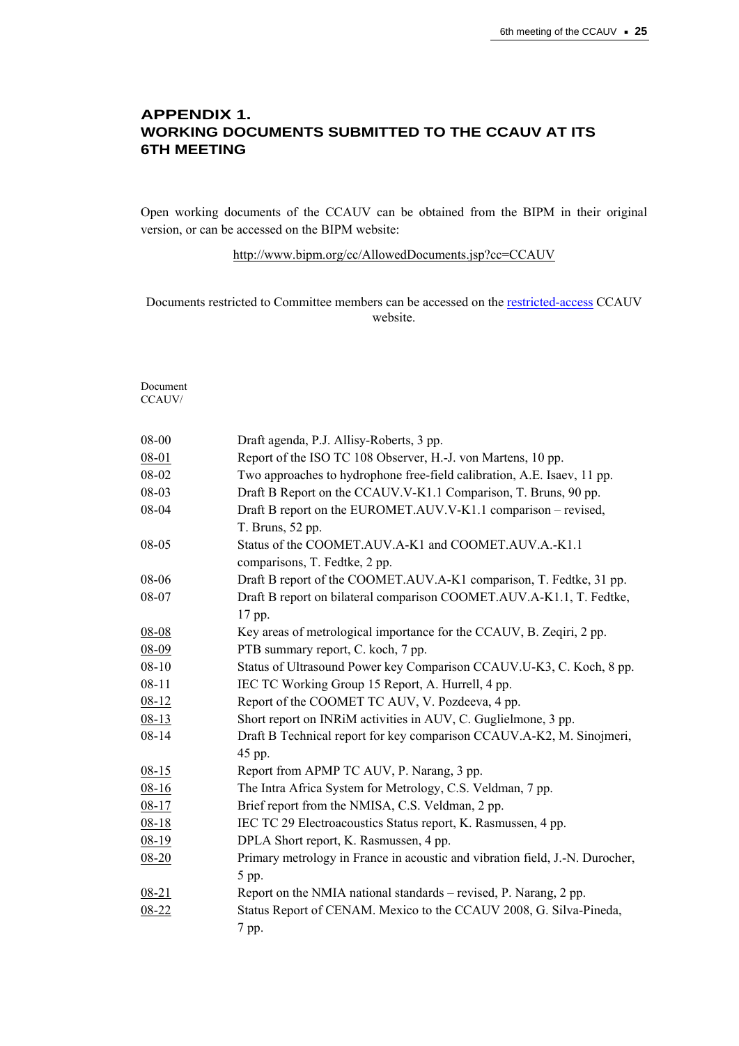# APPENDIX 1.
# WORKING DOCUMENTS SUBMITTED TO THE CCAUV AT ITS 6TH MEETING

Open working documents of the CCAUV can be obtained from the BIPM in their original version, or can be accessed on the BIPM website:

http://www.bipm.org/cc/AllowedDocuments.jsp?cc=CCAUV

Documents restricted to Committee members can be accessed on the restricted-access CCAUV website.

| Document CCAUV/ | |
|---|---|
| 08-00 | Draft agenda, P.J. Allisy-Roberts, 3 pp. |
| 08-01 | Report of the ISO TC 108 Observer, H.-J. von Martens, 10 pp. |
| 08-02 | Two approaches to hydrophone free-field calibration, A.E. Isaev, 11 pp. |
| 08-03 | Draft B Report on the CCAUV.V-K1.1 Comparison, T. Bruns, 90 pp. |
| 08-04 | Draft B report on the EUROMET.AUV.V-K1.1 comparison – revised, T. Bruns, 52 pp. |
| 08-05 | Status of the COOMET.AUV.A-K1 and COOMET.AUV.A.-K1.1 comparisons, T. Fedtke, 2 pp. |
| 08-06 | Draft B report of the COOMET.AUV.A-K1 comparison, T. Fedtke, 31 pp. |
| 08-07 | Draft B report on bilateral comparison COOMET.AUV.A-K1.1, T. Fedtke, 17 pp. |
| 08-08 | Key areas of metrological importance for the CCAUV, B. Zeqiri, 2 pp. |
| 08-09 | PTB summary report, C. koch, 7 pp. |
| 08-10 | Status of Ultrasound Power key Comparison CCAUV.U-K3, C. Koch, 8 pp. |
| 08-11 | IEC TC Working Group 15 Report, A. Hurrell, 4 pp. |
| 08-12 | Report of the COOMET TC AUV, V. Pozdeeva, 4 pp. |
| 08-13 | Short report on INRiM activities in AUV, C. Guglielmone, 3 pp. |
| 08-14 | Draft B Technical report for key comparison CCAUV.A-K2, M. Sinojmeri, 45 pp. |
| 08-15 | Report from APMP TC AUV, P. Narang, 3 pp. |
| 08-16 | The Intra Africa System for Metrology, C.S. Veldman, 7 pp. |
| 08-17 | Brief report from the NMISA, C.S. Veldman, 2 pp. |
| 08-18 | IEC TC 29 Electroacoustics Status report, K. Rasmussen, 4 pp. |
| 08-19 | DPLA Short report, K. Rasmussen, 4 pp. |
| 08-20 | Primary metrology in France in acoustic and vibration field, J.-N. Durocher, 5 pp. |
| 08-21 | Report on the NMIA national standards – revised, P. Narang, 2 pp. |
| 08-22 | Status Report of CENAM. Mexico to the CCAUV 2008, G. Silva-Pineda, 7 pp. |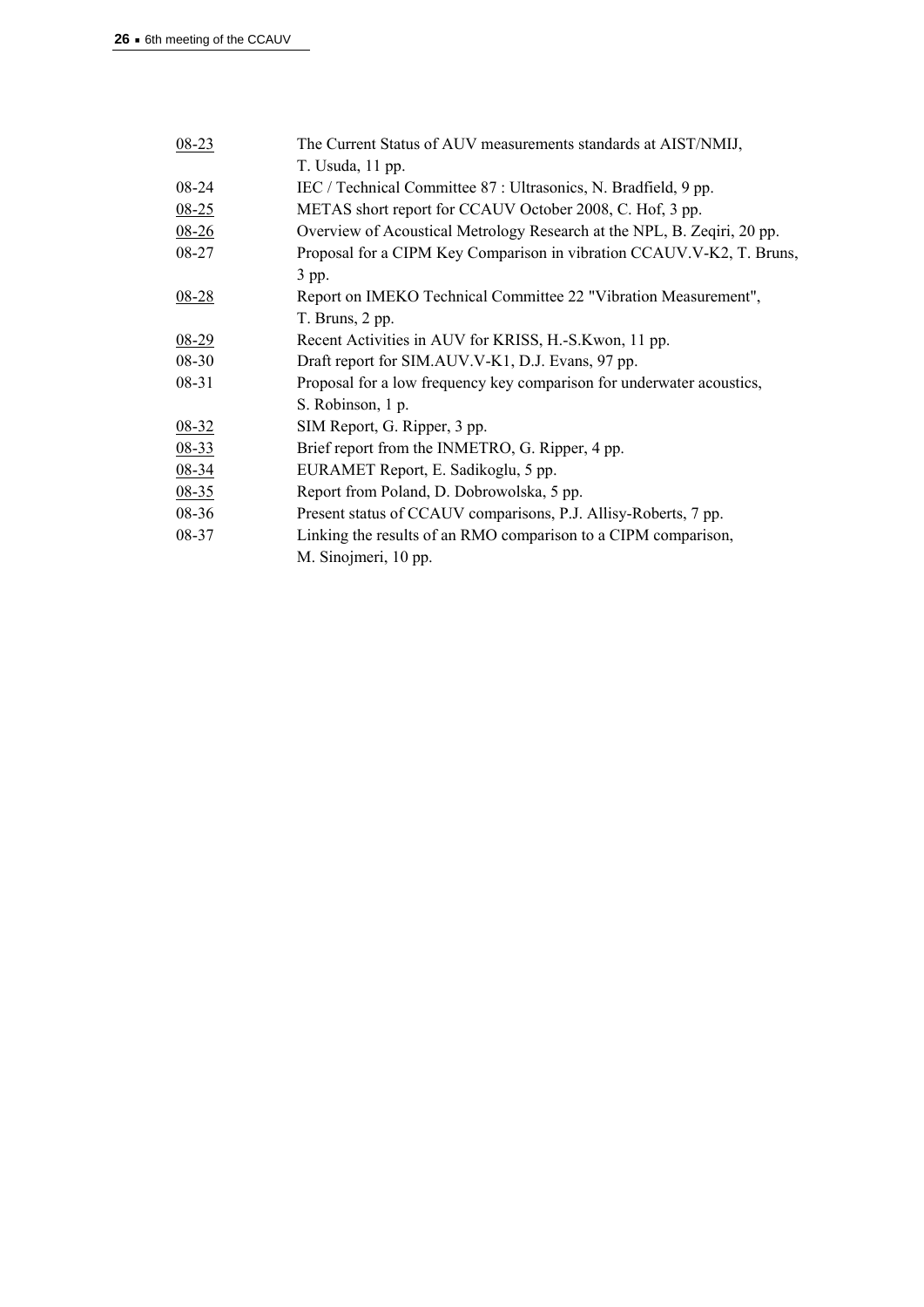| | |
|---|---|
| 08-23 | The Current Status of AUV measurements standards at AIST/NMIJ, T. Usuda, 11 pp. |
| 08-24 | IEC / Technical Committee 87 : Ultrasonics, N. Bradfield, 9 pp. |
| 08-25 | METAS short report for CCAUV October 2008, C. Hof, 3 pp. |
| 08-26 | Overview of Acoustical Metrology Research at the NPL, B. Zeqiri, 20 pp. |
| 08-27 | Proposal for a CIPM Key Comparison in vibration CCAUV.V-K2, T. Bruns, 3 pp. |
| 08-28 | Report on IMEKO Technical Committee 22 "Vibration Measurement", T. Bruns, 2 pp. |
| 08-29 | Recent Activities in AUV for KRISS, H.-S.Kwon, 11 pp. |
| 08-30 | Draft report for SIM.AUV.V-K1, D.J. Evans, 97 pp. |
| 08-31 | Proposal for a low frequency key comparison for underwater acoustics, S. Robinson, 1 p. |
| 08-32 | SIM Report, G. Ripper, 3 pp. |
| 08-33 | Brief report from the INMETRO, G. Ripper, 4 pp. |
| 08-34 | EURAMET Report, E. Sadikoglu, 5 pp. |
| 08-35 | Report from Poland, D. Dobrowolska, 5 pp. |
| 08-36 | Present status of CCAUV comparisons, P.J. Allisy-Roberts, 7 pp. |
| 08-37 | Linking the results of an RMO comparison to a CIPM comparison, M. Sinojmeri, 10 pp. |